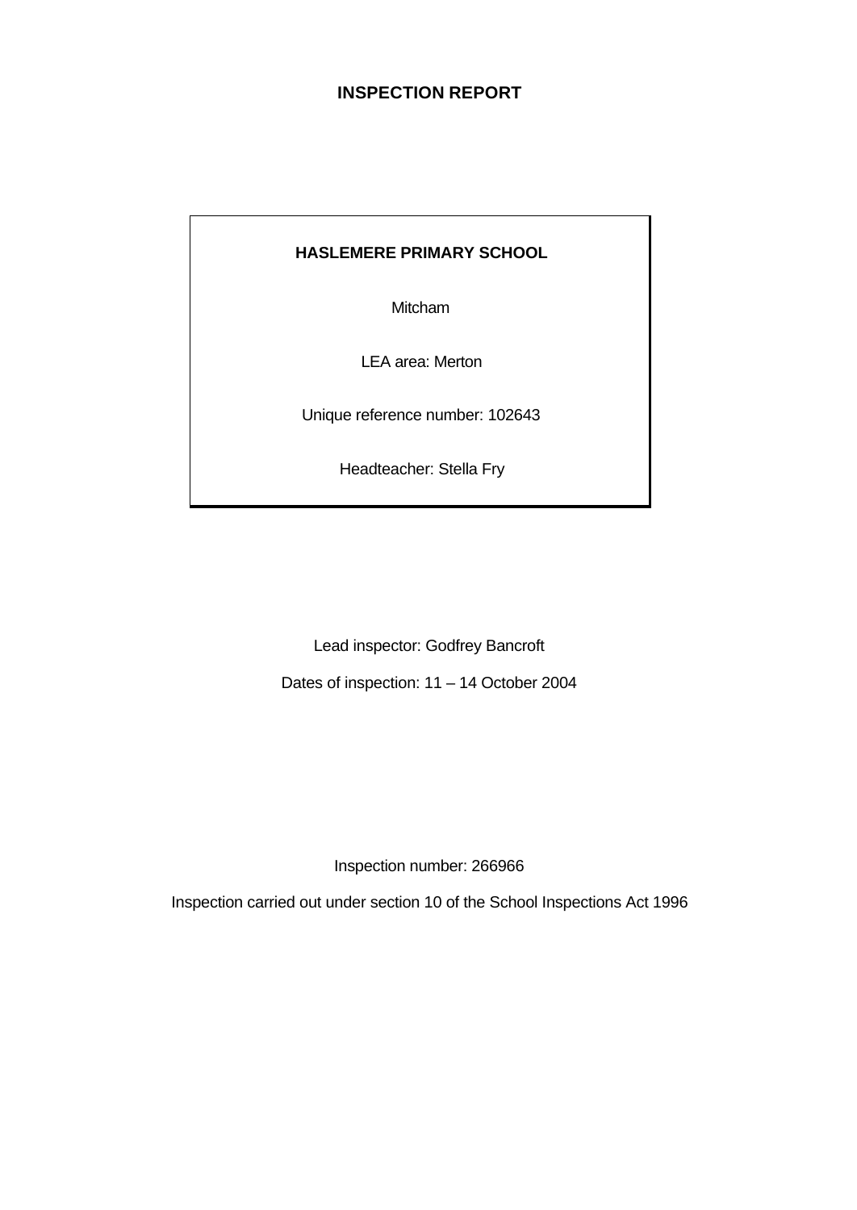# INSPECTION REPORT

**HASLEMERE PRIMARY SCHOOL**

Mitcham

LEA area: Merton

Unique reference number: 102643

Headteacher: Stella Fry

Lead inspector: Godfrey Bancroft

Dates of inspection: 11 – 14 October 2004

Inspection number: 266966

Inspection carried out under section 10 of the School Inspections Act 1996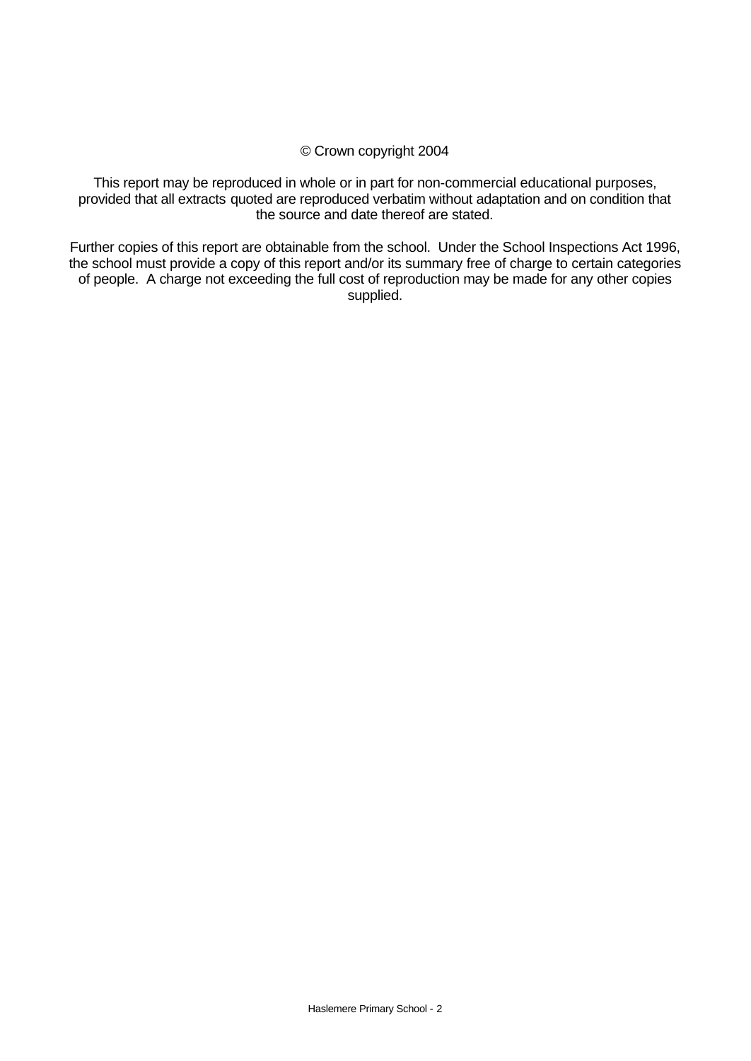© Crown copyright 2004

This report may be reproduced in whole or in part for non-commercial educational purposes, provided that all extracts quoted are reproduced verbatim without adaptation and on condition that the source and date thereof are stated.

Further copies of this report are obtainable from the school. Under the School Inspections Act 1996, the school must provide a copy of this report and/or its summary free of charge to certain categories of people. A charge not exceeding the full cost of reproduction may be made for any other copies supplied.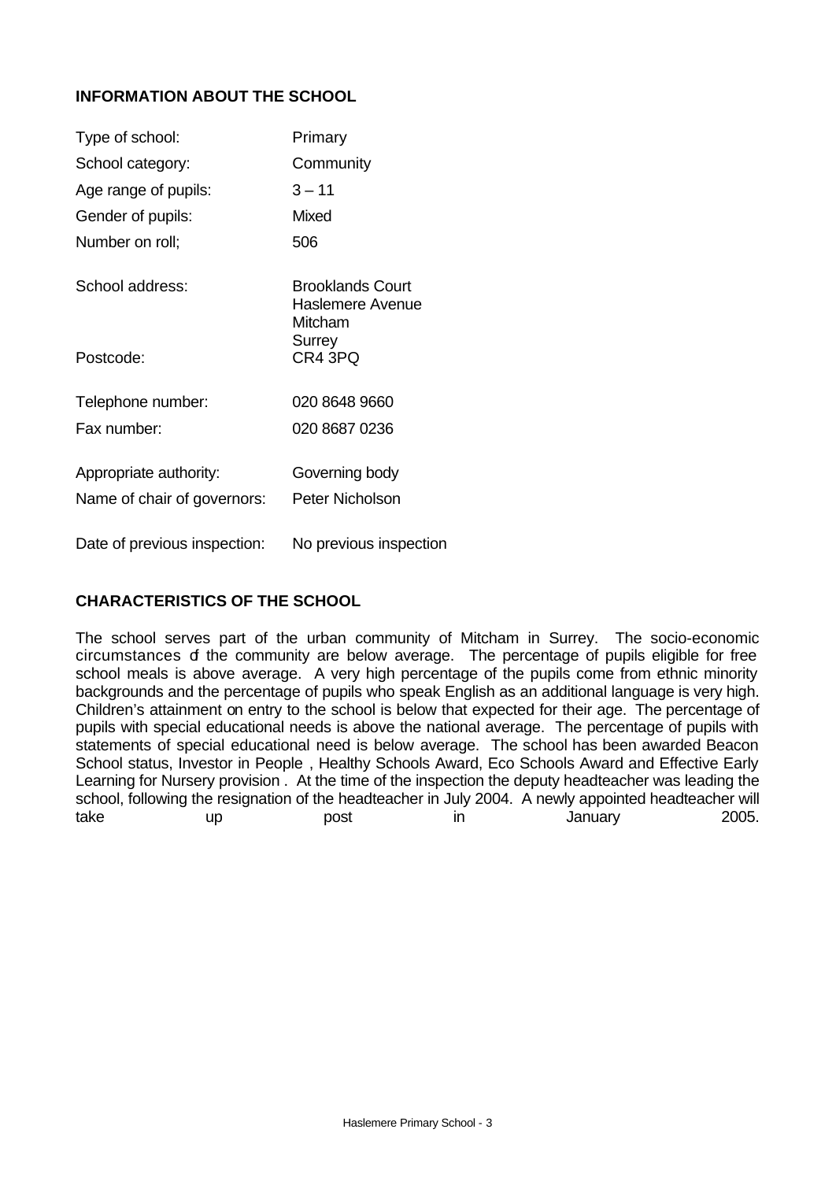## INFORMATION ABOUT THE SCHOOL

| | |
|---|---|
| Type of school: | Primary |
| School category: | Community |
| Age range of pupils: | 3 – 11 |
| Gender of pupils: | Mixed |
| Number on roll; | 506 |
| School address: | Brooklands Court<br>Haslemere Avenue<br>Mitcham<br>Surrey |
| Postcode: | CR4 3PQ |
| Telephone number: | 020 8648 9660 |
| Fax number: | 020 8687 0236 |
| Appropriate authority: | Governing body |
| Name of chair of governors: | Peter Nicholson |
| Date of previous inspection: | No previous inspection |

## CHARACTERISTICS OF THE SCHOOL

The school serves part of the urban community of Mitcham in Surrey. The socio-economic circumstances of the community are below average. The percentage of pupils eligible for free school meals is above average. A very high percentage of the pupils come from ethnic minority backgrounds and the percentage of pupils who speak English as an additional language is very high. Children's attainment on entry to the school is below that expected for their age. The percentage of pupils with special educational needs is above the national average. The percentage of pupils with statements of special educational need is below average. The school has been awarded Beacon School status, Investor in People, Healthy Schools Award, Eco Schools Award and Effective Early Learning for Nursery provision. At the time of the inspection the deputy headteacher was leading the school, following the resignation of the headteacher in July 2004. A newly appointed headteacher will take up post in January 2005.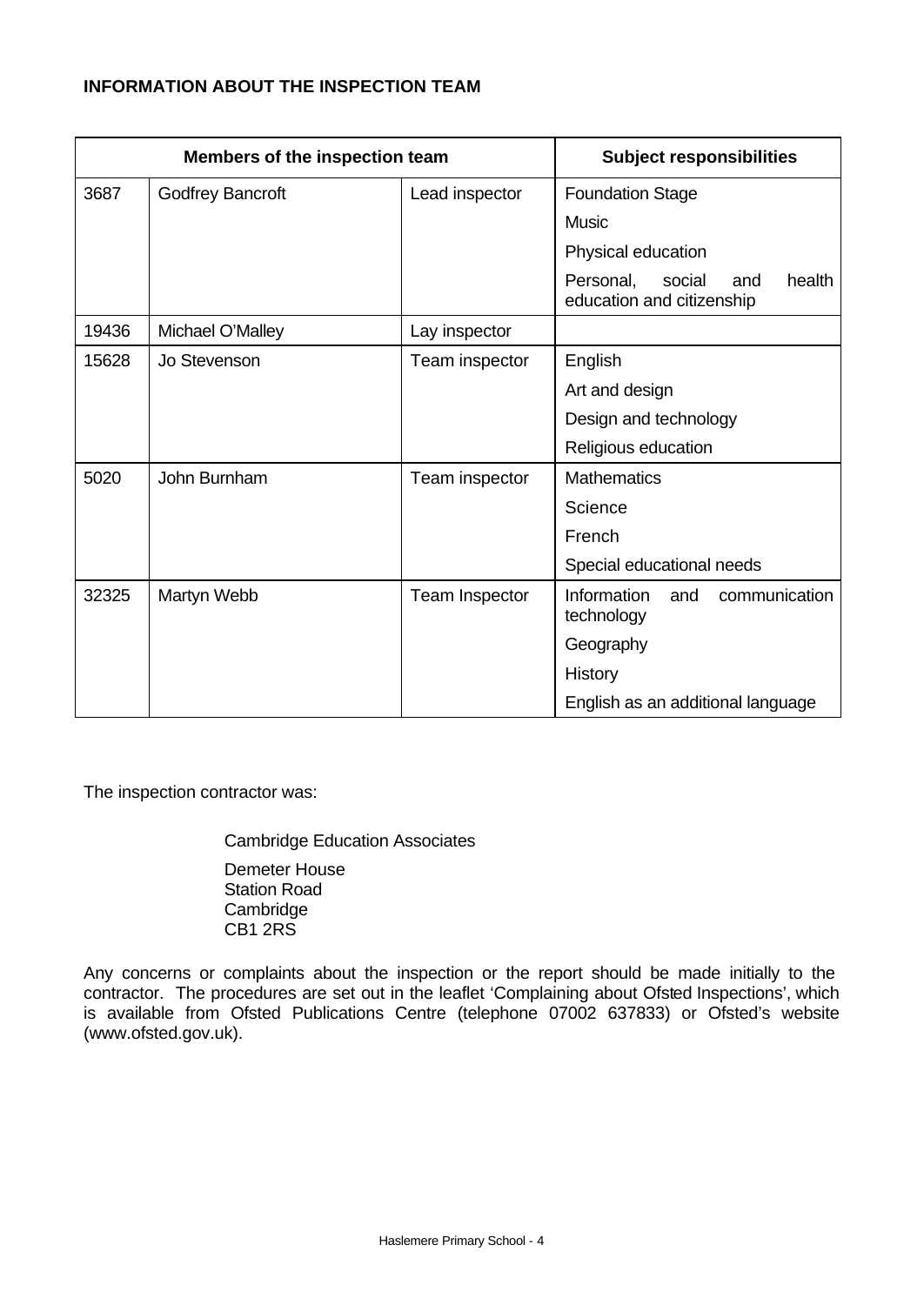**INFORMATION ABOUT THE INSPECTION TEAM**

| Members of the inspection team | | | Subject responsibilities |
|---|---|---|---|
| 3687 | Godfrey Bancroft | Lead inspector | Foundation Stage |
| | | | Music |
| | | | Physical education |
| | | | Personal, social and health education and citizenship |
| 19436 | Michael O'Malley | Lay inspector | |
| 15628 | Jo Stevenson | Team inspector | English |
| | | | Art and design |
| | | | Design and technology |
| | | | Religious education |
| 5020 | John Burnham | Team inspector | Mathematics |
| | | | Science |
| | | | French |
| | | | Special educational needs |
| 32325 | Martyn Webb | Team Inspector | Information and communication technology |
| | | | Geography |
| | | | History |
| | | | English as an additional language |

The inspection contractor was:

Cambridge Education Associates

Demeter House
Station Road
Cambridge
CB1 2RS

Any concerns or complaints about the inspection or the report should be made initially to the contractor. The procedures are set out in the leaflet 'Complaining about Ofsted Inspections', which is available from Ofsted Publications Centre (telephone 07002 637833) or Ofsted's website (www.ofsted.gov.uk).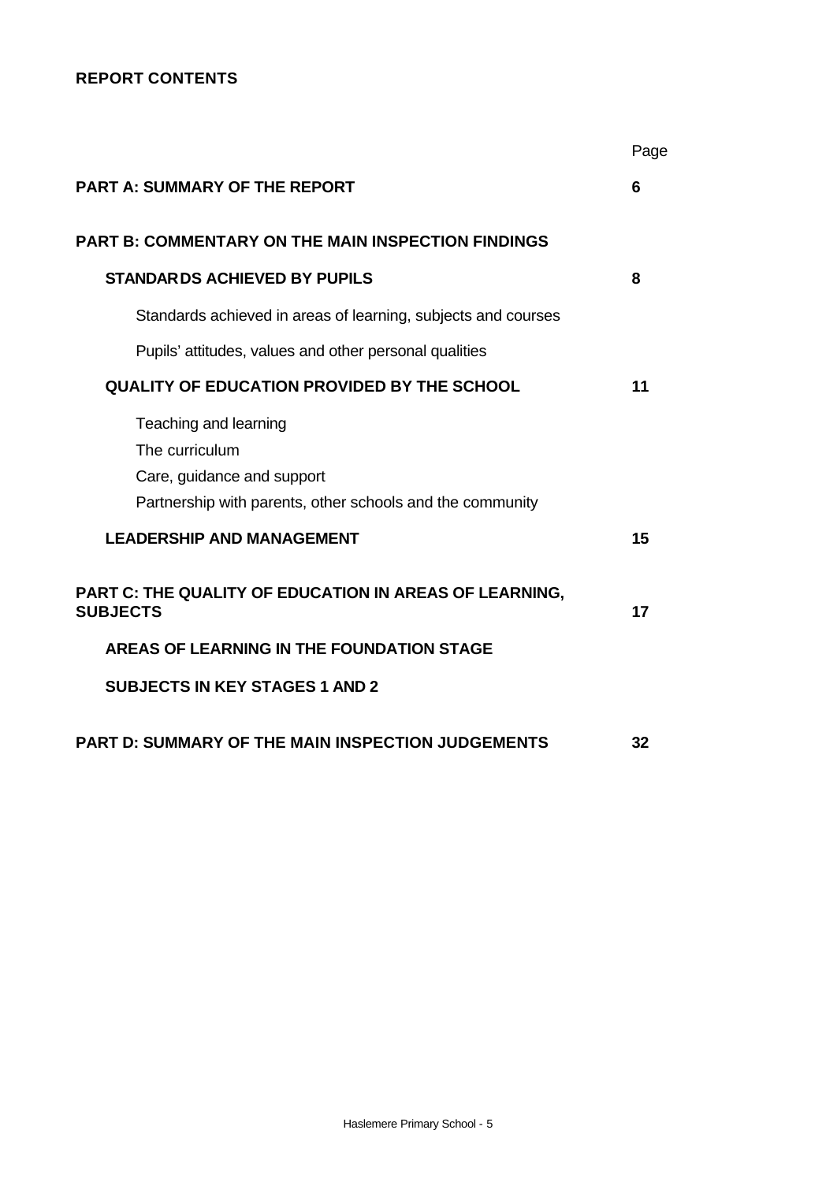**REPORT CONTENTS**

| | Page |
|---|---|
| **PART A: SUMMARY OF THE REPORT** | **6** |
| **PART B: COMMENTARY ON THE MAIN INSPECTION FINDINGS** | |
| **STANDARDS ACHIEVED BY PUPILS** | **8** |
| Standards achieved in areas of learning, subjects and courses | |
| Pupils' attitudes, values and other personal qualities | |
| **QUALITY OF EDUCATION PROVIDED BY THE SCHOOL** | **11** |
| Teaching and learning | |
| The curriculum | |
| Care, guidance and support | |
| Partnership with parents, other schools and the community | |
| **LEADERSHIP AND MANAGEMENT** | **15** |
| **PART C: THE QUALITY OF EDUCATION IN AREAS OF LEARNING, SUBJECTS** | **17** |
| **AREAS OF LEARNING IN THE FOUNDATION STAGE** | |
| **SUBJECTS IN KEY STAGES 1 AND 2** | |
| **PART D: SUMMARY OF THE MAIN INSPECTION JUDGEMENTS** | **32** |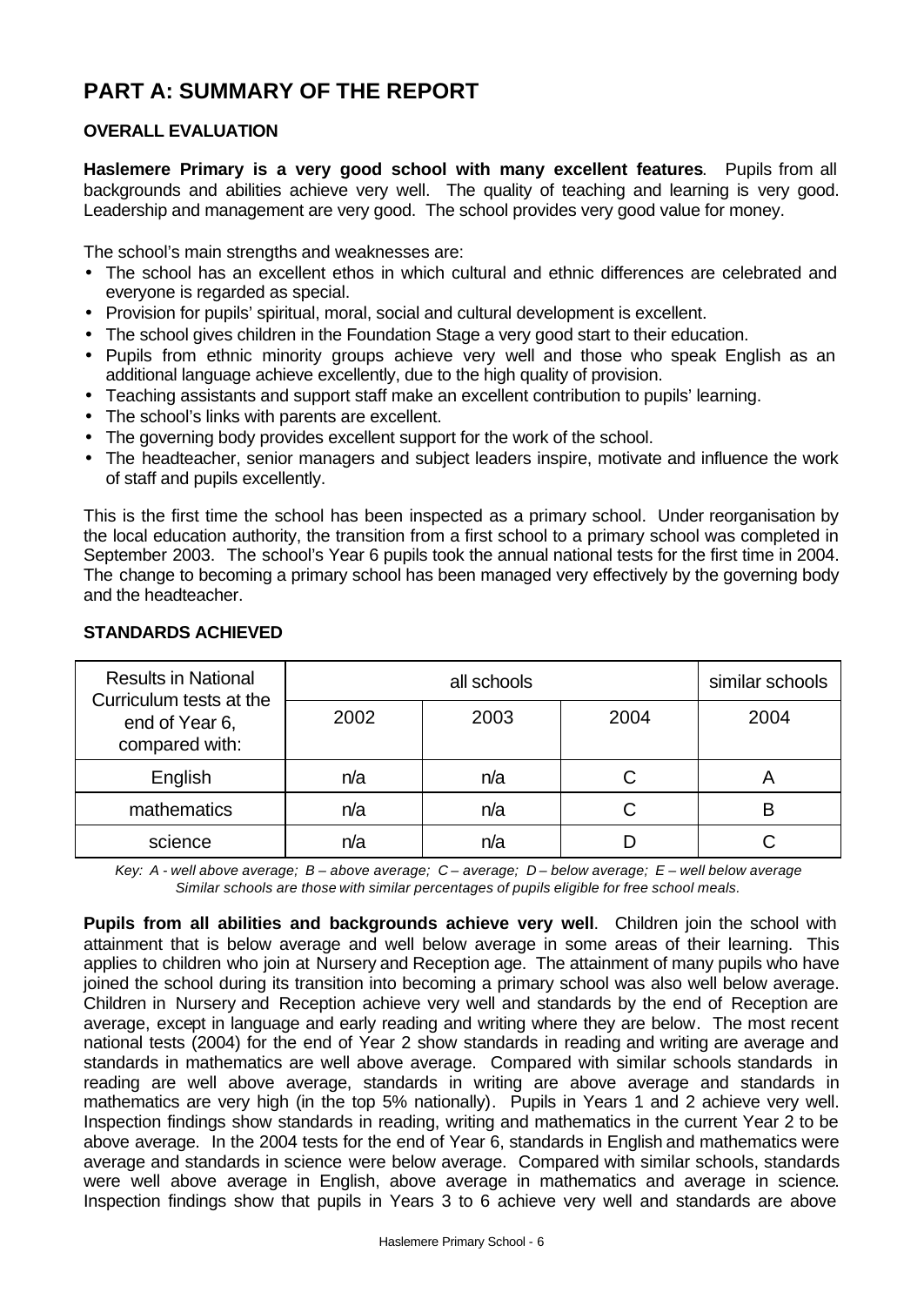# PART A: SUMMARY OF THE REPORT

## OVERALL EVALUATION

**Haslemere Primary is a very good school with many excellent features**. Pupils from all backgrounds and abilities achieve very well. The quality of teaching and learning is very good. Leadership and management are very good. The school provides very good value for money.

The school's main strengths and weaknesses are:

- The school has an excellent ethos in which cultural and ethnic differences are celebrated and everyone is regarded as special.
- Provision for pupils' spiritual, moral, social and cultural development is excellent.
- The school gives children in the Foundation Stage a very good start to their education.
- Pupils from ethnic minority groups achieve very well and those who speak English as an additional language achieve excellently, due to the high quality of provision.
- Teaching assistants and support staff make an excellent contribution to pupils' learning.
- The school's links with parents are excellent.
- The governing body provides excellent support for the work of the school.
- The headteacher, senior managers and subject leaders inspire, motivate and influence the work of staff and pupils excellently.

This is the first time the school has been inspected as a primary school. Under reorganisation by the local education authority, the transition from a first school to a primary school was completed in September 2003. The school's Year 6 pupils took the annual national tests for the first time in 2004. The change to becoming a primary school has been managed very effectively by the governing body and the headteacher.

## STANDARDS ACHIEVED

| Results in National Curriculum tests at the end of Year 6, compared with: | all schools | | | similar schools |
|---|---|---|---|---|
| | 2002 | 2003 | 2004 | 2004 |
| English | n/a | n/a | C | A |
| mathematics | n/a | n/a | C | B |
| science | n/a | n/a | D | C |

*Key: A - well above average; B – above average; C – average; D – below average; E – well below average*
*Similar schools are those with similar percentages of pupils eligible for free school meals.*

**Pupils from all abilities and backgrounds achieve very well**. Children join the school with attainment that is below average and well below average in some areas of their learning. This applies to children who join at Nursery and Reception age. The attainment of many pupils who have joined the school during its transition into becoming a primary school was also well below average. Children in Nursery and Reception achieve very well and standards by the end of Reception are average, except in language and early reading and writing where they are below. The most recent national tests (2004) for the end of Year 2 show standards in reading and writing are average and standards in mathematics are well above average. Compared with similar schools standards in reading are well above average, standards in writing are above average and standards in mathematics are very high (in the top 5% nationally). Pupils in Years 1 and 2 achieve very well. Inspection findings show standards in reading, writing and mathematics in the current Year 2 to be above average. In the 2004 tests for the end of Year 6, standards in English and mathematics were average and standards in science were below average. Compared with similar schools, standards were well above average in English, above average in mathematics and average in science. Inspection findings show that pupils in Years 3 to 6 achieve very well and standards are above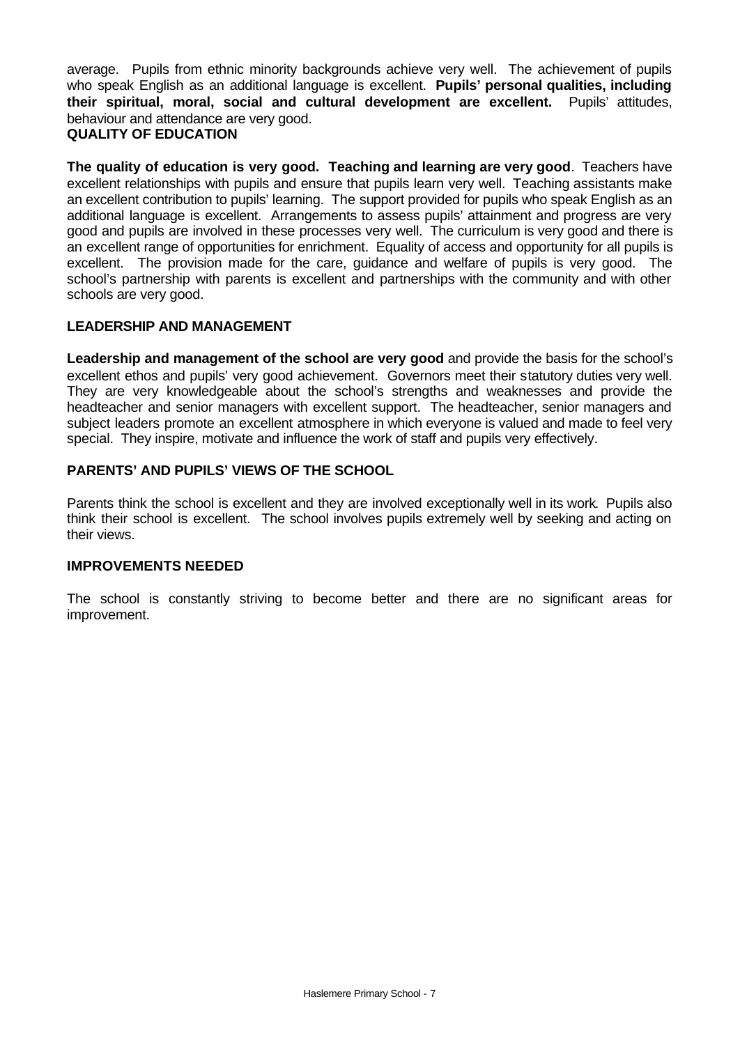average. Pupils from ethnic minority backgrounds achieve very well. The achievement of pupils who speak English as an additional language is excellent. **Pupils' personal qualities, including their spiritual, moral, social and cultural development are excellent.** Pupils' attitudes, behaviour and attendance are very good.

## QUALITY OF EDUCATION

**The quality of education is very good. Teaching and learning are very good**. Teachers have excellent relationships with pupils and ensure that pupils learn very well. Teaching assistants make an excellent contribution to pupils' learning. The support provided for pupils who speak English as an additional language is excellent. Arrangements to assess pupils' attainment and progress are very good and pupils are involved in these processes very well. The curriculum is very good and there is an excellent range of opportunities for enrichment. Equality of access and opportunity for all pupils is excellent. The provision made for the care, guidance and welfare of pupils is very good. The school's partnership with parents is excellent and partnerships with the community and with other schools are very good.

## LEADERSHIP AND MANAGEMENT

**Leadership and management of the school are very good** and provide the basis for the school's excellent ethos and pupils' very good achievement. Governors meet their statutory duties very well. They are very knowledgeable about the school's strengths and weaknesses and provide the headteacher and senior managers with excellent support. The headteacher, senior managers and subject leaders promote an excellent atmosphere in which everyone is valued and made to feel very special. They inspire, motivate and influence the work of staff and pupils very effectively.

## PARENTS' AND PUPILS' VIEWS OF THE SCHOOL

Parents think the school is excellent and they are involved exceptionally well in its work. Pupils also think their school is excellent. The school involves pupils extremely well by seeking and acting on their views.

## IMPROVEMENTS NEEDED

The school is constantly striving to become better and there are no significant areas for improvement.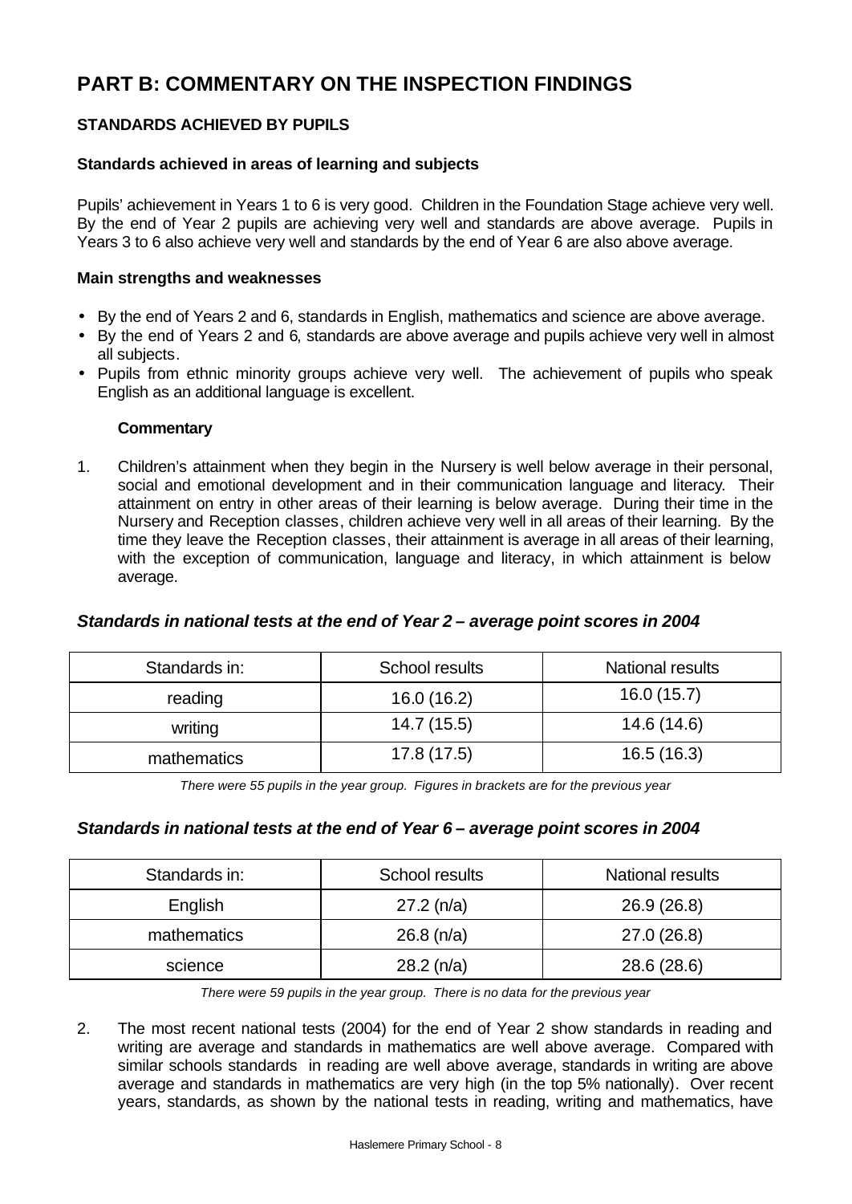# PART B: COMMENTARY ON THE INSPECTION FINDINGS

## STANDARDS ACHIEVED BY PUPILS

### Standards achieved in areas of learning and subjects

Pupils' achievement in Years 1 to 6 is very good. Children in the Foundation Stage achieve very well. By the end of Year 2 pupils are achieving very well and standards are above average. Pupils in Years 3 to 6 also achieve very well and standards by the end of Year 6 are also above average.

### Main strengths and weaknesses

- By the end of Years 2 and 6, standards in English, mathematics and science are above average.
- By the end of Years 2 and 6, standards are above average and pupils achieve very well in almost all subjects.
- Pupils from ethnic minority groups achieve very well. The achievement of pupils who speak English as an additional language is excellent.

**Commentary**

1. Children's attainment when they begin in the Nursery is well below average in their personal, social and emotional development and in their communication language and literacy. Their attainment on entry in other areas of their learning is below average. During their time in the Nursery and Reception classes, children achieve very well in all areas of their learning. By the time they leave the Reception classes, their attainment is average in all areas of their learning, with the exception of communication, language and literacy, in which attainment is below average.

### *Standards in national tests at the end of Year 2 – average point scores in 2004*

| Standards in: | School results | National results |
|---|---|---|
| reading | 16.0 (16.2) | 16.0 (15.7) |
| writing | 14.7 (15.5) | 14.6 (14.6) |
| mathematics | 17.8 (17.5) | 16.5 (16.3) |

*There were 55 pupils in the year group. Figures in brackets are for the previous year*

### *Standards in national tests at the end of Year 6 – average point scores in 2004*

| Standards in: | School results | National results |
|---|---|---|
| English | 27.2 (n/a) | 26.9 (26.8) |
| mathematics | 26.8 (n/a) | 27.0 (26.8) |
| science | 28.2 (n/a) | 28.6 (28.6) |

*There were 59 pupils in the year group. There is no data for the previous year*

2. The most recent national tests (2004) for the end of Year 2 show standards in reading and writing are average and standards in mathematics are well above average. Compared with similar schools standards in reading are well above average, standards in writing are above average and standards in mathematics are very high (in the top 5% nationally). Over recent years, standards, as shown by the national tests in reading, writing and mathematics, have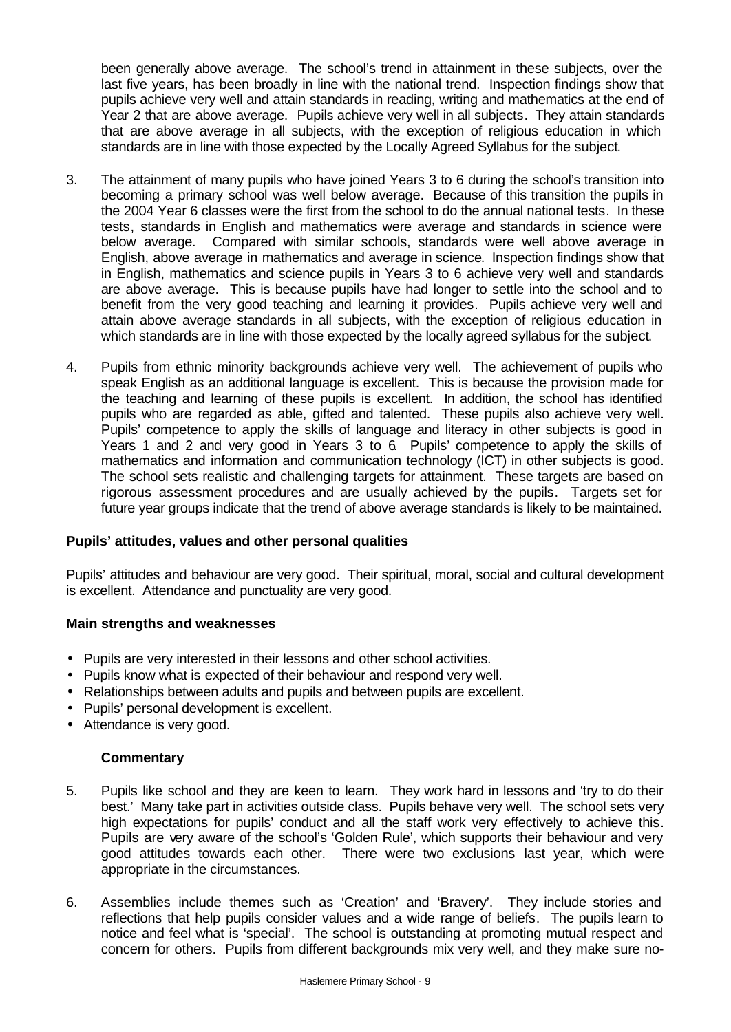been generally above average. The school's trend in attainment in these subjects, over the last five years, has been broadly in line with the national trend. Inspection findings show that pupils achieve very well and attain standards in reading, writing and mathematics at the end of Year 2 that are above average. Pupils achieve very well in all subjects. They attain standards that are above average in all subjects, with the exception of religious education in which standards are in line with those expected by the Locally Agreed Syllabus for the subject.

3. The attainment of many pupils who have joined Years 3 to 6 during the school's transition into becoming a primary school was well below average. Because of this transition the pupils in the 2004 Year 6 classes were the first from the school to do the annual national tests. In these tests, standards in English and mathematics were average and standards in science were below average. Compared with similar schools, standards were well above average in English, above average in mathematics and average in science. Inspection findings show that in English, mathematics and science pupils in Years 3 to 6 achieve very well and standards are above average. This is because pupils have had longer to settle into the school and to benefit from the very good teaching and learning it provides. Pupils achieve very well and attain above average standards in all subjects, with the exception of religious education in which standards are in line with those expected by the locally agreed syllabus for the subject.

4. Pupils from ethnic minority backgrounds achieve very well. The achievement of pupils who speak English as an additional language is excellent. This is because the provision made for the teaching and learning of these pupils is excellent. In addition, the school has identified pupils who are regarded as able, gifted and talented. These pupils also achieve very well. Pupils' competence to apply the skills of language and literacy in other subjects is good in Years 1 and 2 and very good in Years 3 to 6. Pupils' competence to apply the skills of mathematics and information and communication technology (ICT) in other subjects is good. The school sets realistic and challenging targets for attainment. These targets are based on rigorous assessment procedures and are usually achieved by the pupils. Targets set for future year groups indicate that the trend of above average standards is likely to be maintained.

**Pupils' attitudes, values and other personal qualities**

Pupils' attitudes and behaviour are very good. Their spiritual, moral, social and cultural development is excellent. Attendance and punctuality are very good.

**Main strengths and weaknesses**

- Pupils are very interested in their lessons and other school activities.
- Pupils know what is expected of their behaviour and respond very well.
- Relationships between adults and pupils and between pupils are excellent.
- Pupils' personal development is excellent.
- Attendance is very good.

**Commentary**

5. Pupils like school and they are keen to learn. They work hard in lessons and 'try to do their best.' Many take part in activities outside class. Pupils behave very well. The school sets very high expectations for pupils' conduct and all the staff work very effectively to achieve this. Pupils are very aware of the school's 'Golden Rule', which supports their behaviour and very good attitudes towards each other. There were two exclusions last year, which were appropriate in the circumstances.

6. Assemblies include themes such as 'Creation' and 'Bravery'. They include stories and reflections that help pupils consider values and a wide range of beliefs. The pupils learn to notice and feel what is 'special'. The school is outstanding at promoting mutual respect and concern for others. Pupils from different backgrounds mix very well, and they make sure no-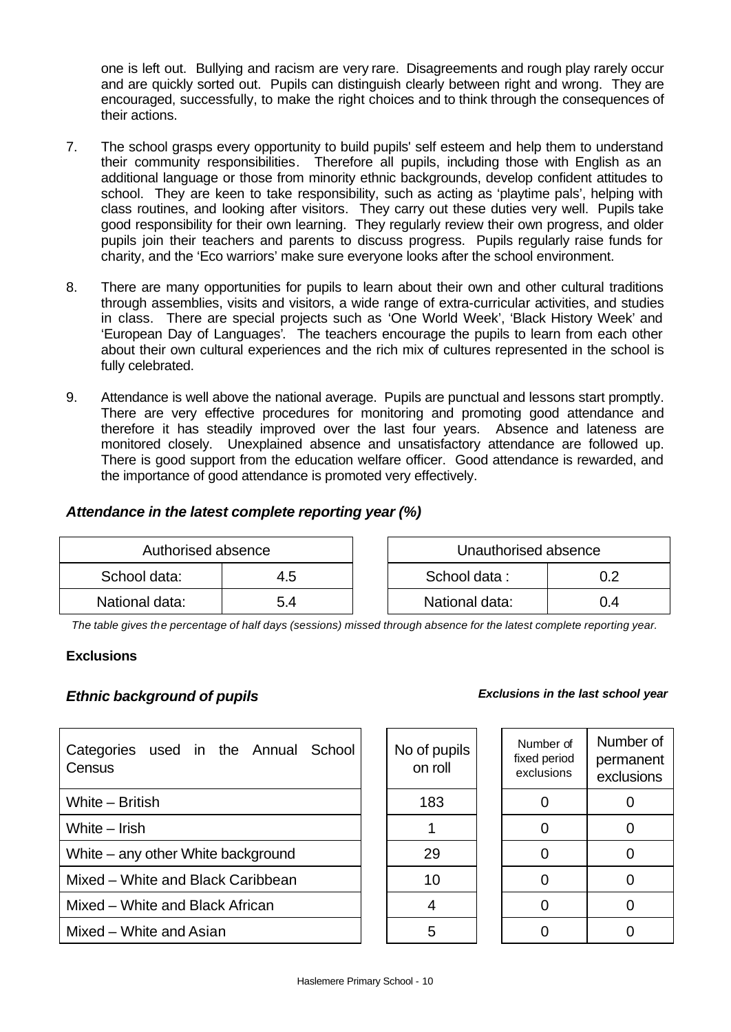one is left out. Bullying and racism are very rare. Disagreements and rough play rarely occur and are quickly sorted out. Pupils can distinguish clearly between right and wrong. They are encouraged, successfully, to make the right choices and to think through the consequences of their actions.

7. The school grasps every opportunity to build pupils' self esteem and help them to understand their community responsibilities. Therefore all pupils, including those with English as an additional language or those from minority ethnic backgrounds, develop confident attitudes to school. They are keen to take responsibility, such as acting as 'playtime pals', helping with class routines, and looking after visitors. They carry out these duties very well. Pupils take good responsibility for their own learning. They regularly review their own progress, and older pupils join their teachers and parents to discuss progress. Pupils regularly raise funds for charity, and the 'Eco warriors' make sure everyone looks after the school environment.

8. There are many opportunities for pupils to learn about their own and other cultural traditions through assemblies, visits and visitors, a wide range of extra-curricular activities, and studies in class. There are special projects such as 'One World Week', 'Black History Week' and 'European Day of Languages'. The teachers encourage the pupils to learn from each other about their own cultural experiences and the rich mix of cultures represented in the school is fully celebrated.

9. Attendance is well above the national average. Pupils are punctual and lessons start promptly. There are very effective procedures for monitoring and promoting good attendance and therefore it has steadily improved over the last four years. Absence and lateness are monitored closely. Unexplained absence and unsatisfactory attendance are followed up. There is good support from the education welfare officer. Good attendance is rewarded, and the importance of good attendance is promoted very effectively.

### *Attendance in the latest complete reporting year (%)*

| Authorised absence | |
|---|---|
| School data: | 4.5 |
| National data: | 5.4 |

| Unauthorised absence | |
|---|---|
| School data : | 0.2 |
| National data: | 0.4 |

*The table gives the percentage of half days (sessions) missed through absence for the latest complete reporting year.*

**Exclusions**

### *Ethnic background of pupils*

***Exclusions in the last school year***

| Categories used in the Annual School Census | No of pupils on roll | Number of fixed period exclusions | Number of permanent exclusions |
|---|---|---|---|
| White – British | 183 | 0 | 0 |
| White – Irish | 1 | 0 | 0 |
| White – any other White background | 29 | 0 | 0 |
| Mixed – White and Black Caribbean | 10 | 0 | 0 |
| Mixed – White and Black African | 4 | 0 | 0 |
| Mixed – White and Asian | 5 | 0 | 0 |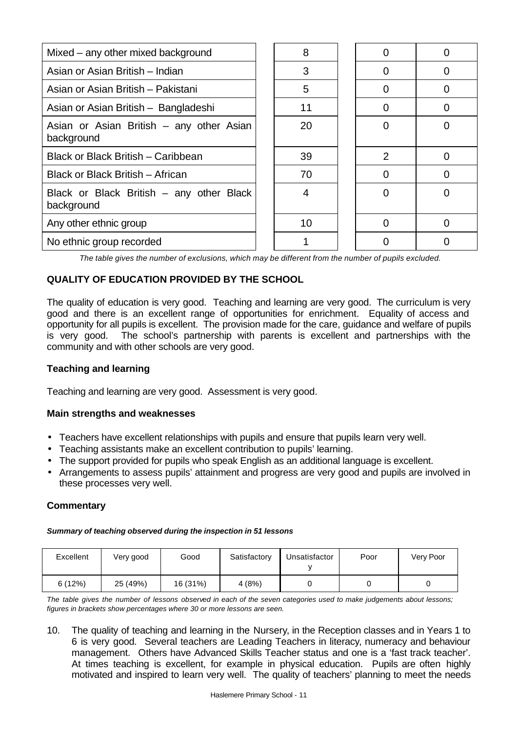| | | | |
|---|---|---|---|
| Mixed – any other mixed background | 8 | 0 | 0 |
| Asian or Asian British – Indian | 3 | 0 | 0 |
| Asian or Asian British – Pakistani | 5 | 0 | 0 |
| Asian or Asian British – Bangladeshi | 11 | 0 | 0 |
| Asian or Asian British – any other Asian background | 20 | 0 | 0 |
| Black or Black British – Caribbean | 39 | 2 | 0 |
| Black or Black British – African | 70 | 0 | 0 |
| Black or Black British – any other Black background | 4 | 0 | 0 |
| Any other ethnic group | 10 | 0 | 0 |
| No ethnic group recorded | 1 | 0 | 0 |

*The table gives the number of exclusions, which may be different from the number of pupils excluded.*

## QUALITY OF EDUCATION PROVIDED BY THE SCHOOL

The quality of education is very good. Teaching and learning are very good. The curriculum is very good and there is an excellent range of opportunities for enrichment. Equality of access and opportunity for all pupils is excellent. The provision made for the care, guidance and welfare of pupils is very good. The school's partnership with parents is excellent and partnerships with the community and with other schools are very good.

### Teaching and learning

Teaching and learning are very good. Assessment is very good.

#### Main strengths and weaknesses

- Teachers have excellent relationships with pupils and ensure that pupils learn very well.
- Teaching assistants make an excellent contribution to pupils' learning.
- The support provided for pupils who speak English as an additional language is excellent.
- Arrangements to assess pupils' attainment and progress are very good and pupils are involved in these processes very well.

#### Commentary

***Summary of teaching observed during the inspection in 51 lessons***

| Excellent | Very good | Good | Satisfactory | Unsatisfactory | Poor | Very Poor |
|---|---|---|---|---|---|---|
| 6 (12%) | 25 (49%) | 16 (31%) | 4 (8%) | 0 | 0 | 0 |

*The table gives the number of lessons observed in each of the seven categories used to make judgements about lessons; figures in brackets show percentages where 30 or more lessons are seen.*

10. The quality of teaching and learning in the Nursery, in the Reception classes and in Years 1 to 6 is very good. Several teachers are Leading Teachers in literacy, numeracy and behaviour management. Others have Advanced Skills Teacher status and one is a 'fast track teacher'. At times teaching is excellent, for example in physical education. Pupils are often highly motivated and inspired to learn very well. The quality of teachers' planning to meet the needs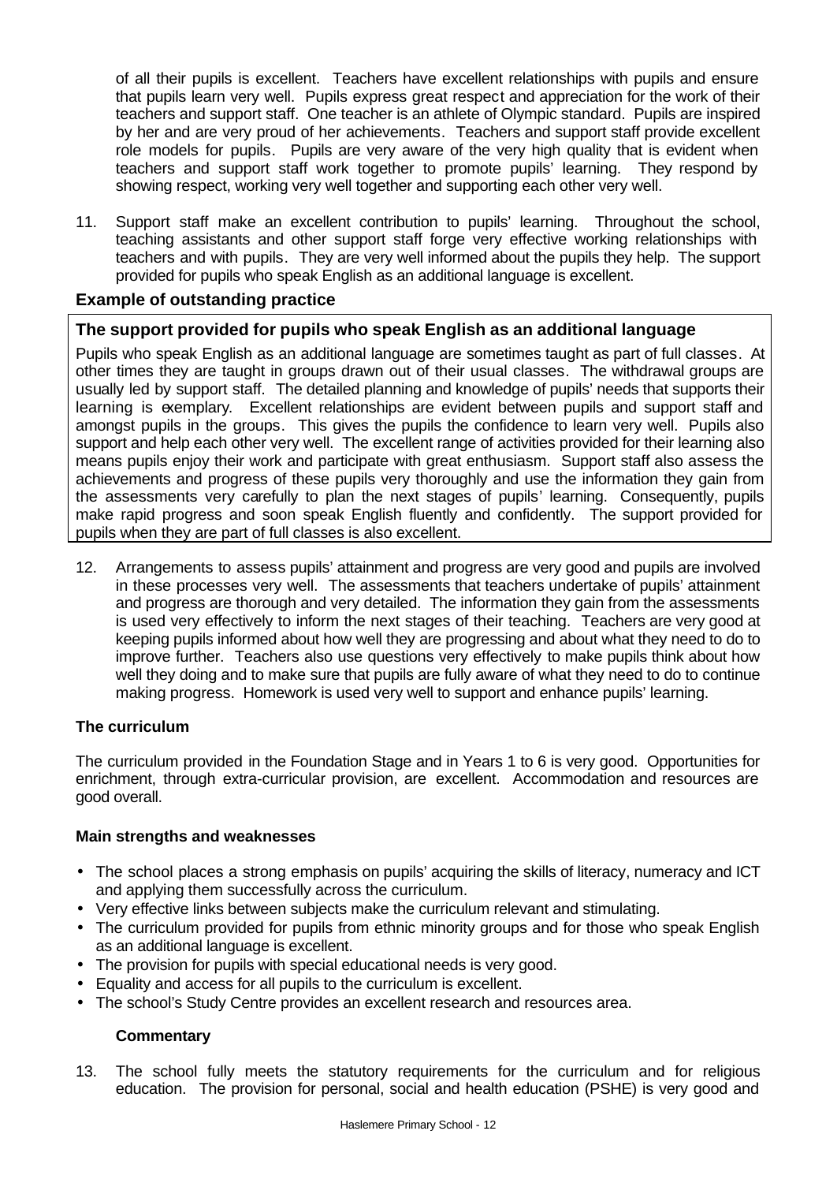of all their pupils is excellent. Teachers have excellent relationships with pupils and ensure that pupils learn very well. Pupils express great respect and appreciation for the work of their teachers and support staff. One teacher is an athlete of Olympic standard. Pupils are inspired by her and are very proud of her achievements. Teachers and support staff provide excellent role models for pupils. Pupils are very aware of the very high quality that is evident when teachers and support staff work together to promote pupils' learning. They respond by showing respect, working very well together and supporting each other very well.

11. Support staff make an excellent contribution to pupils' learning. Throughout the school, teaching assistants and other support staff forge very effective working relationships with teachers and with pupils. They are very well informed about the pupils they help. The support provided for pupils who speak English as an additional language is excellent.

**Example of outstanding practice**

**The support provided for pupils who speak English as an additional language**

Pupils who speak English as an additional language are sometimes taught as part of full classes. At other times they are taught in groups drawn out of their usual classes. The withdrawal groups are usually led by support staff. The detailed planning and knowledge of pupils' needs that supports their learning is exemplary. Excellent relationships are evident between pupils and support staff and amongst pupils in the groups. This gives the pupils the confidence to learn very well. Pupils also support and help each other very well. The excellent range of activities provided for their learning also means pupils enjoy their work and participate with great enthusiasm. Support staff also assess the achievements and progress of these pupils very thoroughly and use the information they gain from the assessments very carefully to plan the next stages of pupils' learning. Consequently, pupils make rapid progress and soon speak English fluently and confidently. The support provided for pupils when they are part of full classes is also excellent.

12. Arrangements to assess pupils' attainment and progress are very good and pupils are involved in these processes very well. The assessments that teachers undertake of pupils' attainment and progress are thorough and very detailed. The information they gain from the assessments is used very effectively to inform the next stages of their teaching. Teachers are very good at keeping pupils informed about how well they are progressing and about what they need to do to improve further. Teachers also use questions very effectively to make pupils think about how well they doing and to make sure that pupils are fully aware of what they need to do to continue making progress. Homework is used very well to support and enhance pupils' learning.

### The curriculum

The curriculum provided in the Foundation Stage and in Years 1 to 6 is very good. Opportunities for enrichment, through extra-curricular provision, are excellent. Accommodation and resources are good overall.

#### Main strengths and weaknesses

- The school places a strong emphasis on pupils' acquiring the skills of literacy, numeracy and ICT and applying them successfully across the curriculum.
- Very effective links between subjects make the curriculum relevant and stimulating.
- The curriculum provided for pupils from ethnic minority groups and for those who speak English as an additional language is excellent.
- The provision for pupils with special educational needs is very good.
- Equality and access for all pupils to the curriculum is excellent.
- The school's Study Centre provides an excellent research and resources area.

#### Commentary

13. The school fully meets the statutory requirements for the curriculum and for religious education. The provision for personal, social and health education (PSHE) is very good and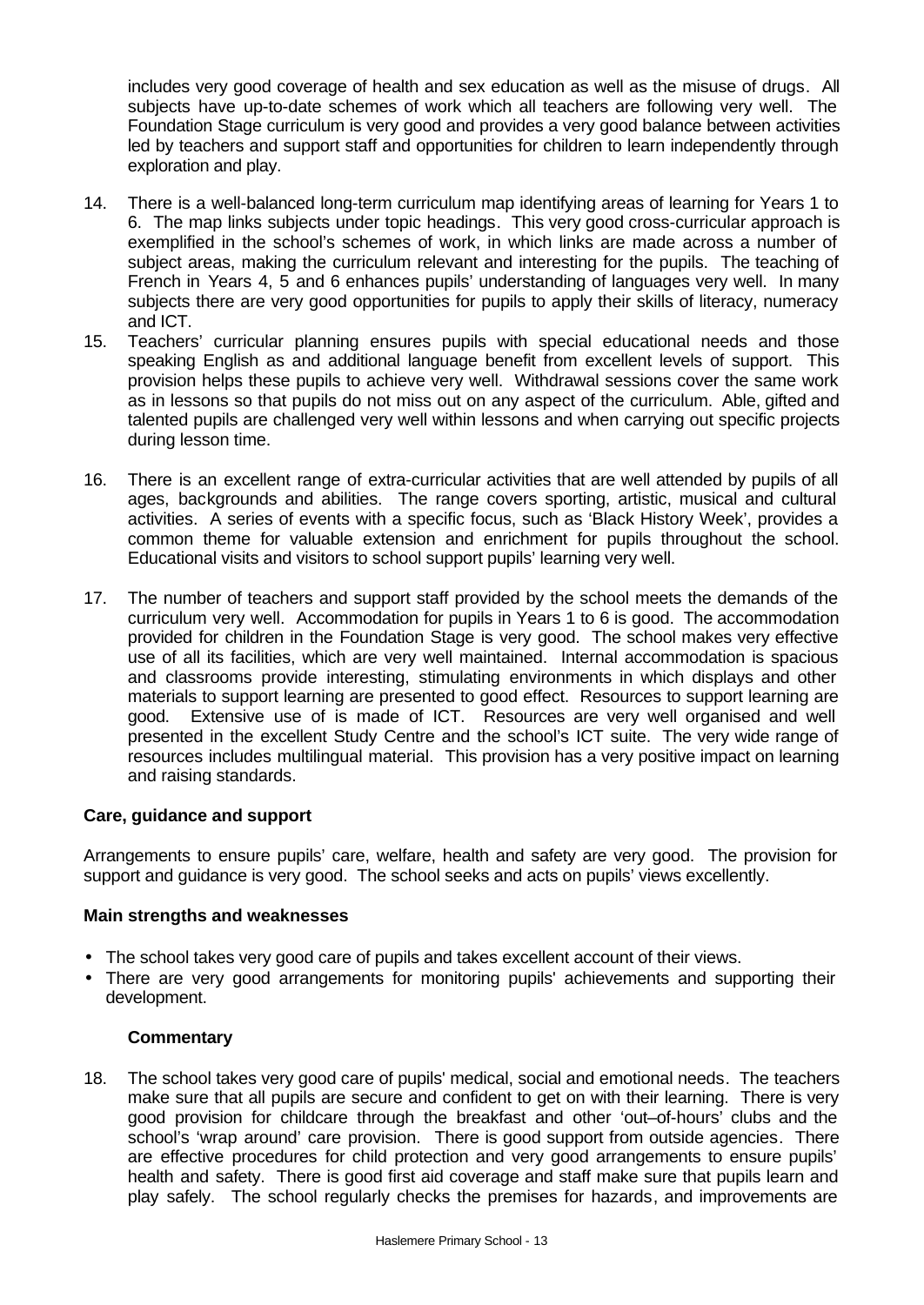includes very good coverage of health and sex education as well as the misuse of drugs. All subjects have up-to-date schemes of work which all teachers are following very well. The Foundation Stage curriculum is very good and provides a very good balance between activities led by teachers and support staff and opportunities for children to learn independently through exploration and play.

14. There is a well-balanced long-term curriculum map identifying areas of learning for Years 1 to 6. The map links subjects under topic headings. This very good cross-curricular approach is exemplified in the school's schemes of work, in which links are made across a number of subject areas, making the curriculum relevant and interesting for the pupils. The teaching of French in Years 4, 5 and 6 enhances pupils' understanding of languages very well. In many subjects there are very good opportunities for pupils to apply their skills of literacy, numeracy and ICT.
15. Teachers' curricular planning ensures pupils with special educational needs and those speaking English as and additional language benefit from excellent levels of support. This provision helps these pupils to achieve very well. Withdrawal sessions cover the same work as in lessons so that pupils do not miss out on any aspect of the curriculum. Able, gifted and talented pupils are challenged very well within lessons and when carrying out specific projects during lesson time.

16. There is an excellent range of extra-curricular activities that are well attended by pupils of all ages, backgrounds and abilities. The range covers sporting, artistic, musical and cultural activities. A series of events with a specific focus, such as 'Black History Week', provides a common theme for valuable extension and enrichment for pupils throughout the school. Educational visits and visitors to school support pupils' learning very well.

17. The number of teachers and support staff provided by the school meets the demands of the curriculum very well. Accommodation for pupils in Years 1 to 6 is good. The accommodation provided for children in the Foundation Stage is very good. The school makes very effective use of all its facilities, which are very well maintained. Internal accommodation is spacious and classrooms provide interesting, stimulating environments in which displays and other materials to support learning are presented to good effect. Resources to support learning are good. Extensive use of is made of ICT. Resources are very well organised and well presented in the excellent Study Centre and the school's ICT suite. The very wide range of resources includes multilingual material. This provision has a very positive impact on learning and raising standards.

### Care, guidance and support

Arrangements to ensure pupils' care, welfare, health and safety are very good. The provision for support and guidance is very good. The school seeks and acts on pupils' views excellently.

### Main strengths and weaknesses

- The school takes very good care of pupils and takes excellent account of their views.
- There are very good arrangements for monitoring pupils' achievements and supporting their development.

#### Commentary

18. The school takes very good care of pupils' medical, social and emotional needs. The teachers make sure that all pupils are secure and confident to get on with their learning. There is very good provision for childcare through the breakfast and other 'out–of-hours' clubs and the school's 'wrap around' care provision. There is good support from outside agencies. There are effective procedures for child protection and very good arrangements to ensure pupils' health and safety. There is good first aid coverage and staff make sure that pupils learn and play safely. The school regularly checks the premises for hazards, and improvements are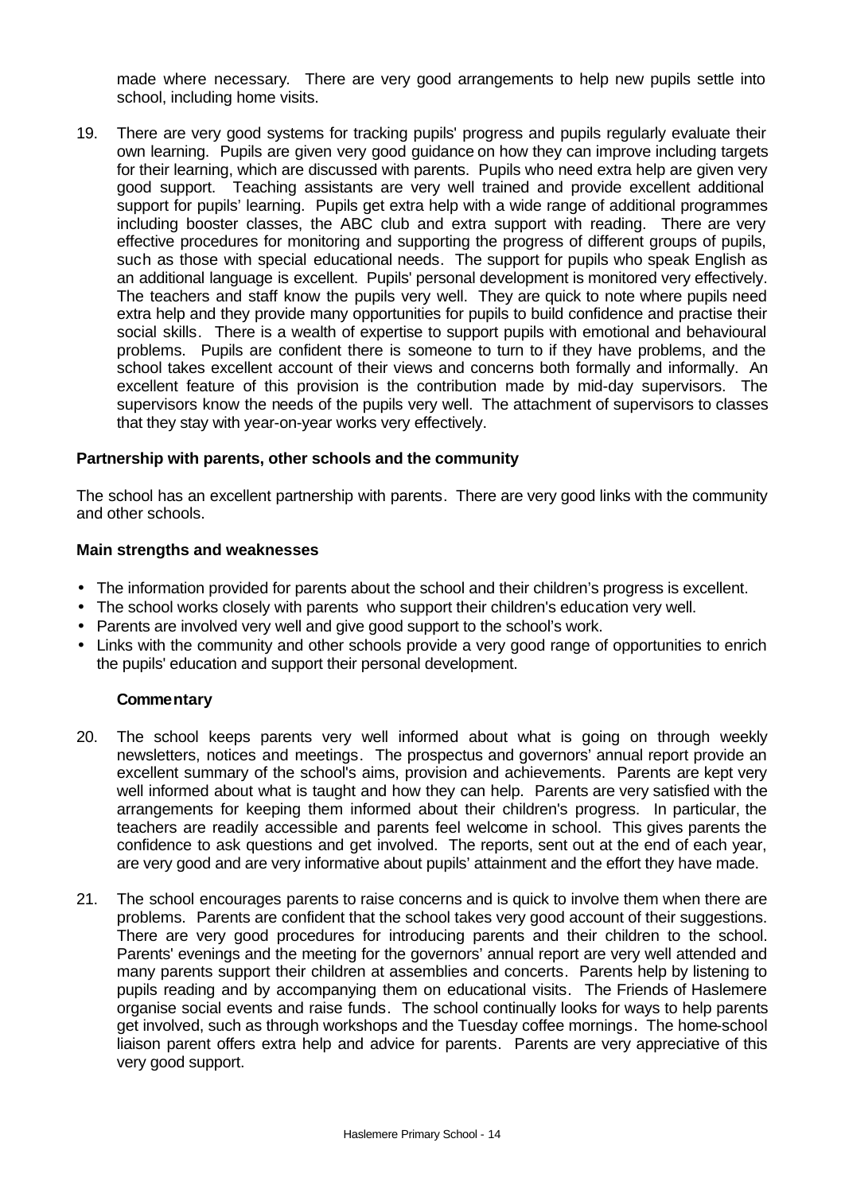made where necessary. There are very good arrangements to help new pupils settle into school, including home visits.

19. There are very good systems for tracking pupils' progress and pupils regularly evaluate their own learning. Pupils are given very good guidance on how they can improve including targets for their learning, which are discussed with parents. Pupils who need extra help are given very good support. Teaching assistants are very well trained and provide excellent additional support for pupils' learning. Pupils get extra help with a wide range of additional programmes including booster classes, the ABC club and extra support with reading. There are very effective procedures for monitoring and supporting the progress of different groups of pupils, such as those with special educational needs. The support for pupils who speak English as an additional language is excellent. Pupils' personal development is monitored very effectively. The teachers and staff know the pupils very well. They are quick to note where pupils need extra help and they provide many opportunities for pupils to build confidence and practise their social skills. There is a wealth of expertise to support pupils with emotional and behavioural problems. Pupils are confident there is someone to turn to if they have problems, and the school takes excellent account of their views and concerns both formally and informally. An excellent feature of this provision is the contribution made by mid-day supervisors. The supervisors know the needs of the pupils very well. The attachment of supervisors to classes that they stay with year-on-year works very effectively.

### Partnership with parents, other schools and the community

The school has an excellent partnership with parents. There are very good links with the community and other schools.

### Main strengths and weaknesses

- The information provided for parents about the school and their children's progress is excellent.
- The school works closely with parents who support their children's education very well.
- Parents are involved very well and give good support to the school's work.
- Links with the community and other schools provide a very good range of opportunities to enrich the pupils' education and support their personal development.

#### Commentary

20. The school keeps parents very well informed about what is going on through weekly newsletters, notices and meetings. The prospectus and governors' annual report provide an excellent summary of the school's aims, provision and achievements. Parents are kept very well informed about what is taught and how they can help. Parents are very satisfied with the arrangements for keeping them informed about their children's progress. In particular, the teachers are readily accessible and parents feel welcome in school. This gives parents the confidence to ask questions and get involved. The reports, sent out at the end of each year, are very good and are very informative about pupils' attainment and the effort they have made.

21. The school encourages parents to raise concerns and is quick to involve them when there are problems. Parents are confident that the school takes very good account of their suggestions. There are very good procedures for introducing parents and their children to the school. Parents' evenings and the meeting for the governors' annual report are very well attended and many parents support their children at assemblies and concerts. Parents help by listening to pupils reading and by accompanying them on educational visits. The Friends of Haslemere organise social events and raise funds. The school continually looks for ways to help parents get involved, such as through workshops and the Tuesday coffee mornings. The home-school liaison parent offers extra help and advice for parents. Parents are very appreciative of this very good support.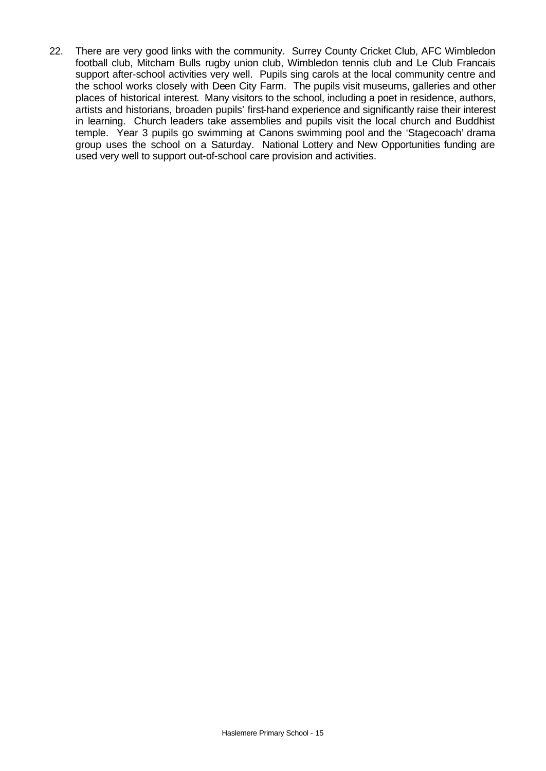22. There are very good links with the community. Surrey County Cricket Club, AFC Wimbledon football club, Mitcham Bulls rugby union club, Wimbledon tennis club and Le Club Francais support after-school activities very well. Pupils sing carols at the local community centre and the school works closely with Deen City Farm. The pupils visit museums, galleries and other places of historical interest. Many visitors to the school, including a poet in residence, authors, artists and historians, broaden pupils' first-hand experience and significantly raise their interest in learning. Church leaders take assemblies and pupils visit the local church and Buddhist temple. Year 3 pupils go swimming at Canons swimming pool and the 'Stagecoach' drama group uses the school on a Saturday. National Lottery and New Opportunities funding are used very well to support out-of-school care provision and activities.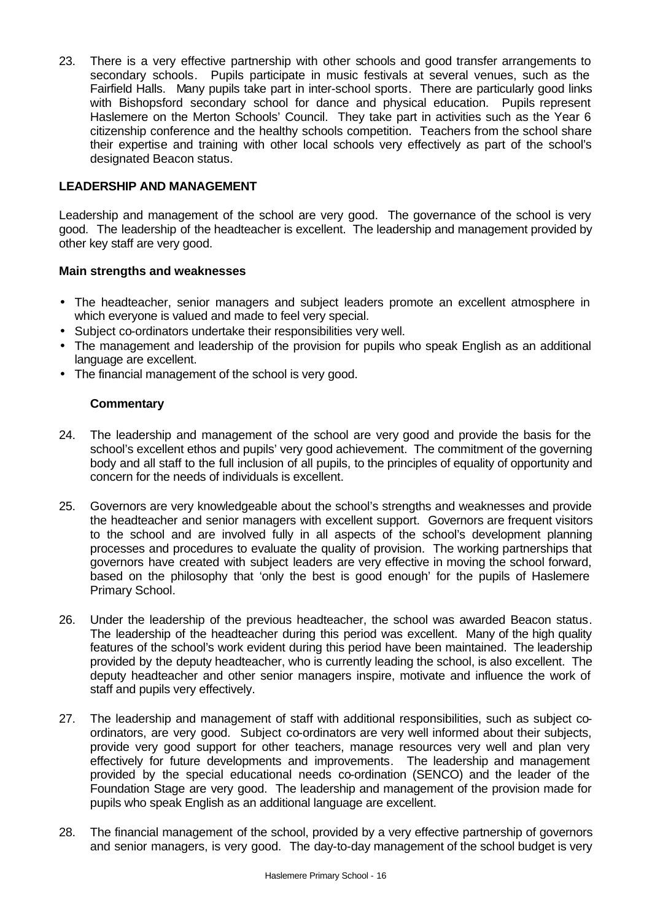23. There is a very effective partnership with other schools and good transfer arrangements to secondary schools. Pupils participate in music festivals at several venues, such as the Fairfield Halls. Many pupils take part in inter-school sports. There are particularly good links with Bishopsford secondary school for dance and physical education. Pupils represent Haslemere on the Merton Schools' Council. They take part in activities such as the Year 6 citizenship conference and the healthy schools competition. Teachers from the school share their expertise and training with other local schools very effectively as part of the school's designated Beacon status.

## LEADERSHIP AND MANAGEMENT

Leadership and management of the school are very good. The governance of the school is very good. The leadership of the headteacher is excellent. The leadership and management provided by other key staff are very good.

**Main strengths and weaknesses**

- The headteacher, senior managers and subject leaders promote an excellent atmosphere in which everyone is valued and made to feel very special.
- Subject co-ordinators undertake their responsibilities very well.
- The management and leadership of the provision for pupils who speak English as an additional language are excellent.
- The financial management of the school is very good.

### Commentary

24. The leadership and management of the school are very good and provide the basis for the school's excellent ethos and pupils' very good achievement. The commitment of the governing body and all staff to the full inclusion of all pupils, to the principles of equality of opportunity and concern for the needs of individuals is excellent.

25. Governors are very knowledgeable about the school's strengths and weaknesses and provide the headteacher and senior managers with excellent support. Governors are frequent visitors to the school and are involved fully in all aspects of the school's development planning processes and procedures to evaluate the quality of provision. The working partnerships that governors have created with subject leaders are very effective in moving the school forward, based on the philosophy that 'only the best is good enough' for the pupils of Haslemere Primary School.

26. Under the leadership of the previous headteacher, the school was awarded Beacon status. The leadership of the headteacher during this period was excellent. Many of the high quality features of the school's work evident during this period have been maintained. The leadership provided by the deputy headteacher, who is currently leading the school, is also excellent. The deputy headteacher and other senior managers inspire, motivate and influence the work of staff and pupils very effectively.

27. The leadership and management of staff with additional responsibilities, such as subject co-ordinators, are very good. Subject co-ordinators are very well informed about their subjects, provide very good support for other teachers, manage resources very well and plan very effectively for future developments and improvements. The leadership and management provided by the special educational needs co-ordination (SENCO) and the leader of the Foundation Stage are very good. The leadership and management of the provision made for pupils who speak English as an additional language are excellent.

28. The financial management of the school, provided by a very effective partnership of governors and senior managers, is very good. The day-to-day management of the school budget is very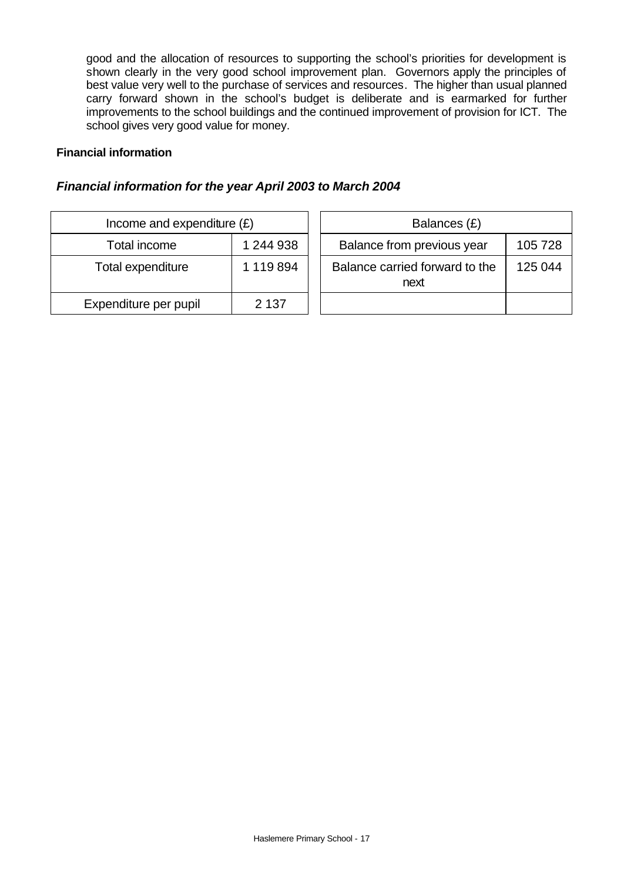good and the allocation of resources to supporting the school's priorities for development is shown clearly in the very good school improvement plan. Governors apply the principles of best value very well to the purchase of services and resources. The higher than usual planned carry forward shown in the school's budget is deliberate and is earmarked for further improvements to the school buildings and the continued improvement of provision for ICT. The school gives very good value for money.

**Financial information**

***Financial information for the year April 2003 to March 2004***

| Income and expenditure (£) | |
|---|---|
| Total income | 1 244 938 |
| Total expenditure | 1 119 894 |
| Expenditure per pupil | 2 137 |

| Balances (£) | |
|---|---|
| Balance from previous year | 105 728 |
| Balance carried forward to the next | 125 044 |
| | |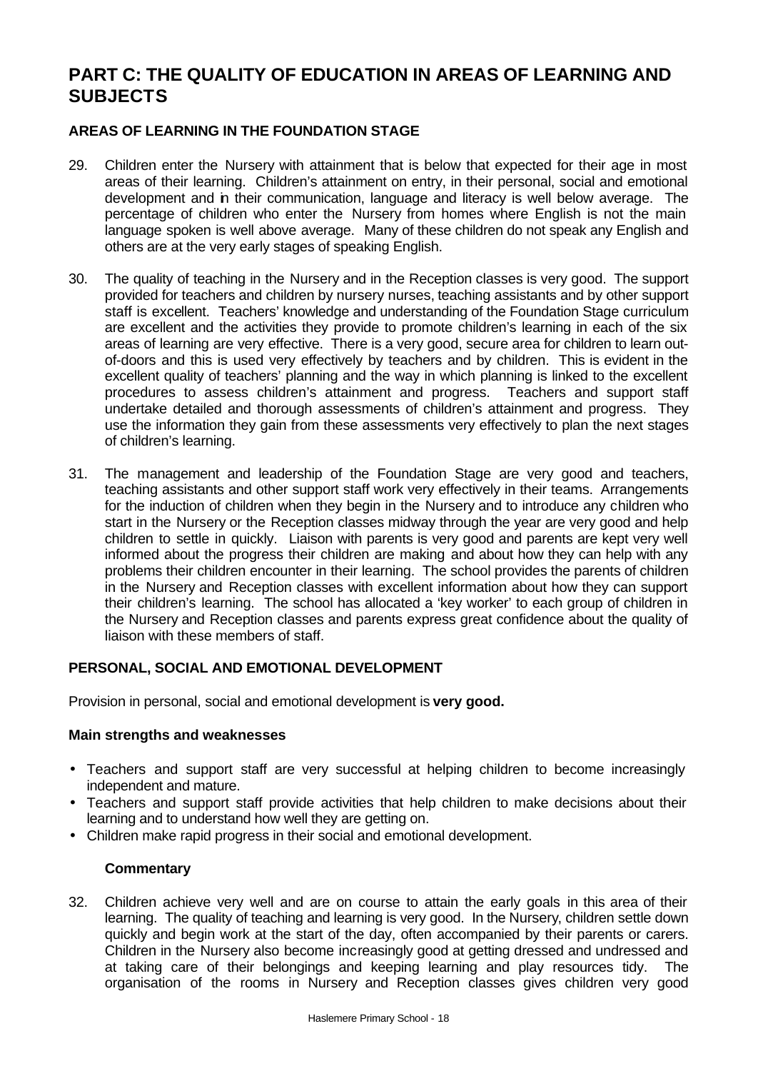# PART C: THE QUALITY OF EDUCATION IN AREAS OF LEARNING AND SUBJECTS

## AREAS OF LEARNING IN THE FOUNDATION STAGE

29. Children enter the Nursery with attainment that is below that expected for their age in most areas of their learning. Children's attainment on entry, in their personal, social and emotional development and in their communication, language and literacy is well below average. The percentage of children who enter the Nursery from homes where English is not the main language spoken is well above average. Many of these children do not speak any English and others are at the very early stages of speaking English.

30. The quality of teaching in the Nursery and in the Reception classes is very good. The support provided for teachers and children by nursery nurses, teaching assistants and by other support staff is excellent. Teachers' knowledge and understanding of the Foundation Stage curriculum are excellent and the activities they provide to promote children's learning in each of the six areas of learning are very effective. There is a very good, secure area for children to learn out-of-doors and this is used very effectively by teachers and by children. This is evident in the excellent quality of teachers' planning and the way in which planning is linked to the excellent procedures to assess children's attainment and progress. Teachers and support staff undertake detailed and thorough assessments of children's attainment and progress. They use the information they gain from these assessments very effectively to plan the next stages of children's learning.

31. The management and leadership of the Foundation Stage are very good and teachers, teaching assistants and other support staff work very effectively in their teams. Arrangements for the induction of children when they begin in the Nursery and to introduce any children who start in the Nursery or the Reception classes midway through the year are very good and help children to settle in quickly. Liaison with parents is very good and parents are kept very well informed about the progress their children are making and about how they can help with any problems their children encounter in their learning. The school provides the parents of children in the Nursery and Reception classes with excellent information about how they can support their children's learning. The school has allocated a 'key worker' to each group of children in the Nursery and Reception classes and parents express great confidence about the quality of liaison with these members of staff.

## PERSONAL, SOCIAL AND EMOTIONAL DEVELOPMENT

Provision in personal, social and emotional development is **very good.**

### Main strengths and weaknesses

- Teachers and support staff are very successful at helping children to become increasingly independent and mature.
- Teachers and support staff provide activities that help children to make decisions about their learning and to understand how well they are getting on.
- Children make rapid progress in their social and emotional development.

### Commentary

32. Children achieve very well and are on course to attain the early goals in this area of their learning. The quality of teaching and learning is very good. In the Nursery, children settle down quickly and begin work at the start of the day, often accompanied by their parents or carers. Children in the Nursery also become increasingly good at getting dressed and undressed and at taking care of their belongings and keeping learning and play resources tidy. The organisation of the rooms in Nursery and Reception classes gives children very good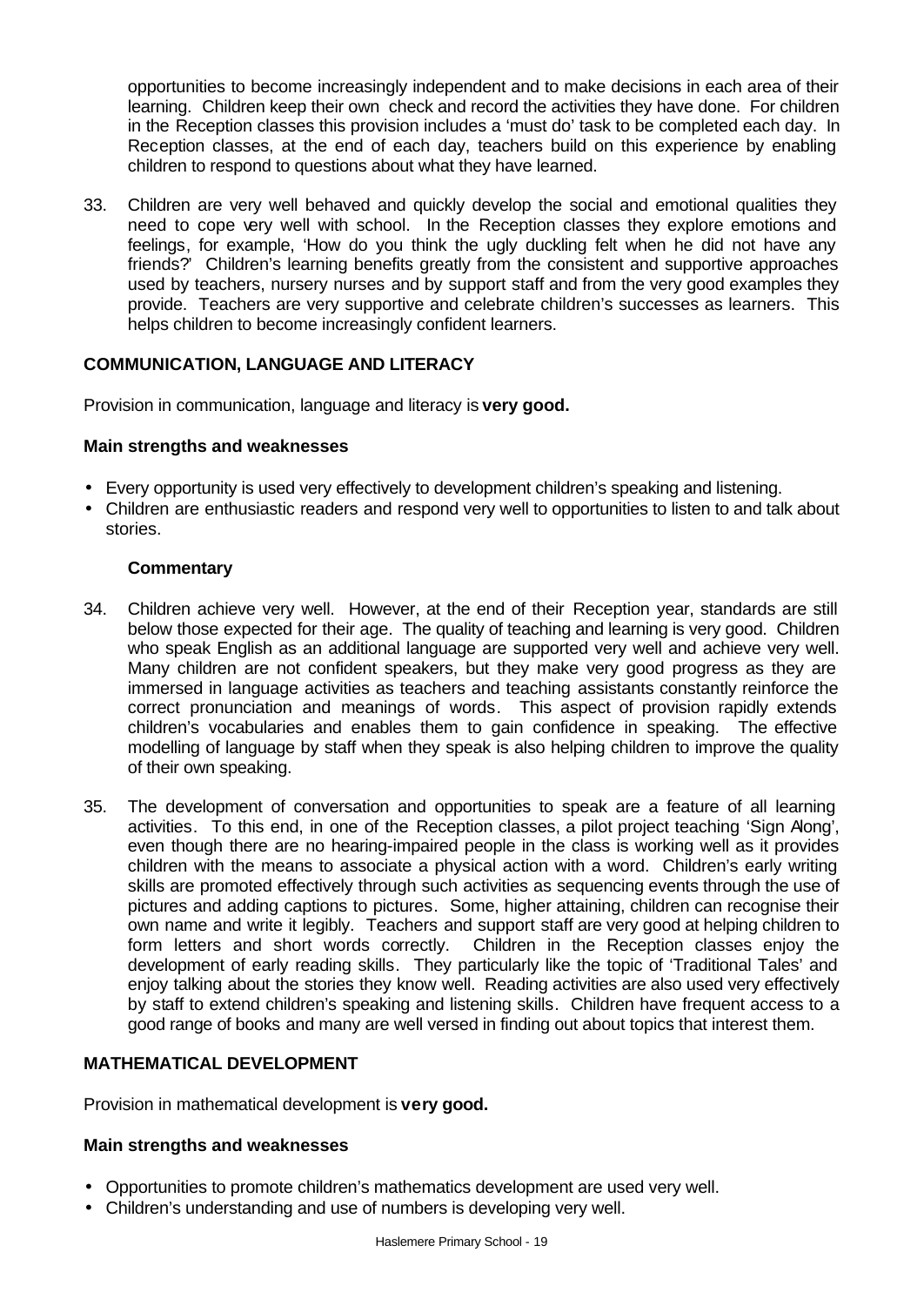opportunities to become increasingly independent and to make decisions in each area of their learning. Children keep their own check and record the activities they have done. For children in the Reception classes this provision includes a 'must do' task to be completed each day. In Reception classes, at the end of each day, teachers build on this experience by enabling children to respond to questions about what they have learned.

33. Children are very well behaved and quickly develop the social and emotional qualities they need to cope very well with school. In the Reception classes they explore emotions and feelings, for example, 'How do you think the ugly duckling felt when he did not have any friends?' Children's learning benefits greatly from the consistent and supportive approaches used by teachers, nursery nurses and by support staff and from the very good examples they provide. Teachers are very supportive and celebrate children's successes as learners. This helps children to become increasingly confident learners.

## COMMUNICATION, LANGUAGE AND LITERACY

Provision in communication, language and literacy is **very good.**

### Main strengths and weaknesses

- Every opportunity is used very effectively to development children's speaking and listening.
- Children are enthusiastic readers and respond very well to opportunities to listen to and talk about stories.

#### Commentary

34. Children achieve very well. However, at the end of their Reception year, standards are still below those expected for their age. The quality of teaching and learning is very good. Children who speak English as an additional language are supported very well and achieve very well. Many children are not confident speakers, but they make very good progress as they are immersed in language activities as teachers and teaching assistants constantly reinforce the correct pronunciation and meanings of words. This aspect of provision rapidly extends children's vocabularies and enables them to gain confidence in speaking. The effective modelling of language by staff when they speak is also helping children to improve the quality of their own speaking.

35. The development of conversation and opportunities to speak are a feature of all learning activities. To this end, in one of the Reception classes, a pilot project teaching 'Sign Along', even though there are no hearing-impaired people in the class is working well as it provides children with the means to associate a physical action with a word. Children's early writing skills are promoted effectively through such activities as sequencing events through the use of pictures and adding captions to pictures. Some, higher attaining, children can recognise their own name and write it legibly. Teachers and support staff are very good at helping children to form letters and short words correctly. Children in the Reception classes enjoy the development of early reading skills. They particularly like the topic of 'Traditional Tales' and enjoy talking about the stories they know well. Reading activities are also used very effectively by staff to extend children's speaking and listening skills. Children have frequent access to a good range of books and many are well versed in finding out about topics that interest them.

## MATHEMATICAL DEVELOPMENT

Provision in mathematical development is **very good.**

### Main strengths and weaknesses

- Opportunities to promote children's mathematics development are used very well.
- Children's understanding and use of numbers is developing very well.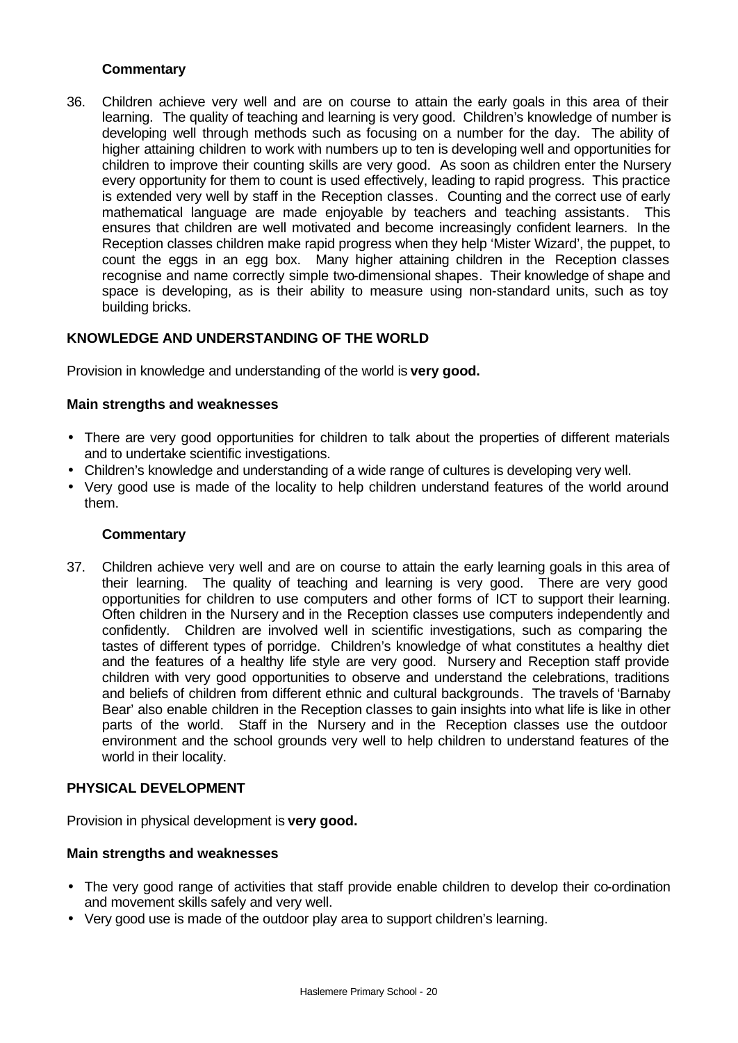#### Commentary

36. Children achieve very well and are on course to attain the early goals in this area of their learning. The quality of teaching and learning is very good. Children's knowledge of number is developing well through methods such as focusing on a number for the day. The ability of higher attaining children to work with numbers up to ten is developing well and opportunities for children to improve their counting skills are very good. As soon as children enter the Nursery every opportunity for them to count is used effectively, leading to rapid progress. This practice is extended very well by staff in the Reception classes. Counting and the correct use of early mathematical language are made enjoyable by teachers and teaching assistants. This ensures that children are well motivated and become increasingly confident learners. In the Reception classes children make rapid progress when they help 'Mister Wizard', the puppet, to count the eggs in an egg box. Many higher attaining children in the Reception classes recognise and name correctly simple two-dimensional shapes. Their knowledge of shape and space is developing, as is their ability to measure using non-standard units, such as toy building bricks.

### KNOWLEDGE AND UNDERSTANDING OF THE WORLD

Provision in knowledge and understanding of the world is **very good.**

#### Main strengths and weaknesses

- There are very good opportunities for children to talk about the properties of different materials and to undertake scientific investigations.
- Children's knowledge and understanding of a wide range of cultures is developing very well.
- Very good use is made of the locality to help children understand features of the world around them.

#### Commentary

37. Children achieve very well and are on course to attain the early learning goals in this area of their learning. The quality of teaching and learning is very good. There are very good opportunities for children to use computers and other forms of ICT to support their learning. Often children in the Nursery and in the Reception classes use computers independently and confidently. Children are involved well in scientific investigations, such as comparing the tastes of different types of porridge. Children's knowledge of what constitutes a healthy diet and the features of a healthy life style are very good. Nursery and Reception staff provide children with very good opportunities to observe and understand the celebrations, traditions and beliefs of children from different ethnic and cultural backgrounds. The travels of 'Barnaby Bear' also enable children in the Reception classes to gain insights into what life is like in other parts of the world. Staff in the Nursery and in the Reception classes use the outdoor environment and the school grounds very well to help children to understand features of the world in their locality.

### PHYSICAL DEVELOPMENT

Provision in physical development is **very good.**

#### Main strengths and weaknesses

- The very good range of activities that staff provide enable children to develop their co-ordination and movement skills safely and very well.
- Very good use is made of the outdoor play area to support children's learning.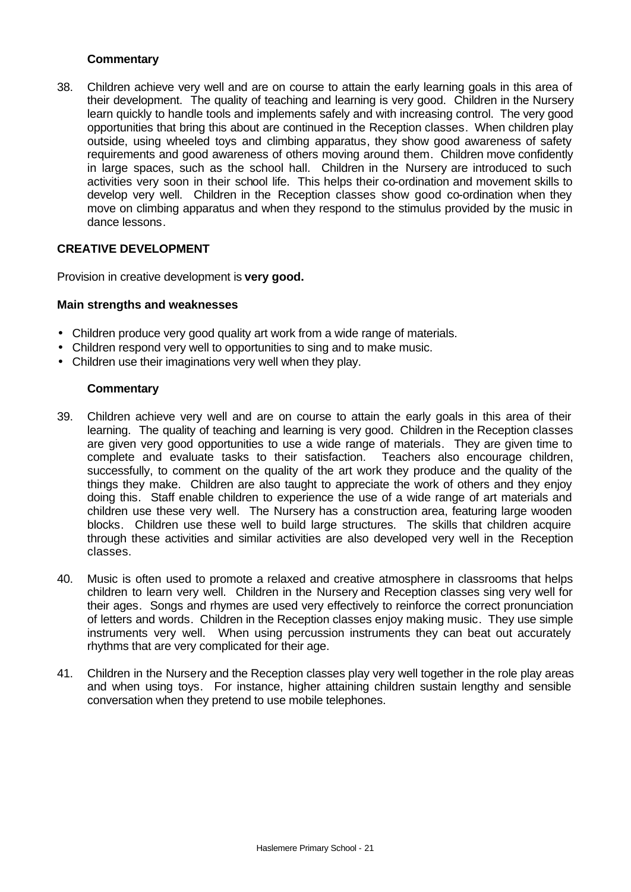**Commentary**

38. Children achieve very well and are on course to attain the early learning goals in this area of their development. The quality of teaching and learning is very good. Children in the Nursery learn quickly to handle tools and implements safely and with increasing control. The very good opportunities that bring this about are continued in the Reception classes. When children play outside, using wheeled toys and climbing apparatus, they show good awareness of safety requirements and good awareness of others moving around them. Children move confidently in large spaces, such as the school hall. Children in the Nursery are introduced to such activities very soon in their school life. This helps their co-ordination and movement skills to develop very well. Children in the Reception classes show good co-ordination when they move on climbing apparatus and when they respond to the stimulus provided by the music in dance lessons.

## CREATIVE DEVELOPMENT

Provision in creative development is **very good.**

**Main strengths and weaknesses**

- Children produce very good quality art work from a wide range of materials.
- Children respond very well to opportunities to sing and to make music.
- Children use their imaginations very well when they play.

**Commentary**

39. Children achieve very well and are on course to attain the early goals in this area of their learning. The quality of teaching and learning is very good. Children in the Reception classes are given very good opportunities to use a wide range of materials. They are given time to complete and evaluate tasks to their satisfaction. Teachers also encourage children, successfully, to comment on the quality of the art work they produce and the quality of the things they make. Children are also taught to appreciate the work of others and they enjoy doing this. Staff enable children to experience the use of a wide range of art materials and children use these very well. The Nursery has a construction area, featuring large wooden blocks. Children use these well to build large structures. The skills that children acquire through these activities and similar activities are also developed very well in the Reception classes.

40. Music is often used to promote a relaxed and creative atmosphere in classrooms that helps children to learn very well. Children in the Nursery and Reception classes sing very well for their ages. Songs and rhymes are used very effectively to reinforce the correct pronunciation of letters and words. Children in the Reception classes enjoy making music. They use simple instruments very well. When using percussion instruments they can beat out accurately rhythms that are very complicated for their age.

41. Children in the Nursery and the Reception classes play very well together in the role play areas and when using toys. For instance, higher attaining children sustain lengthy and sensible conversation when they pretend to use mobile telephones.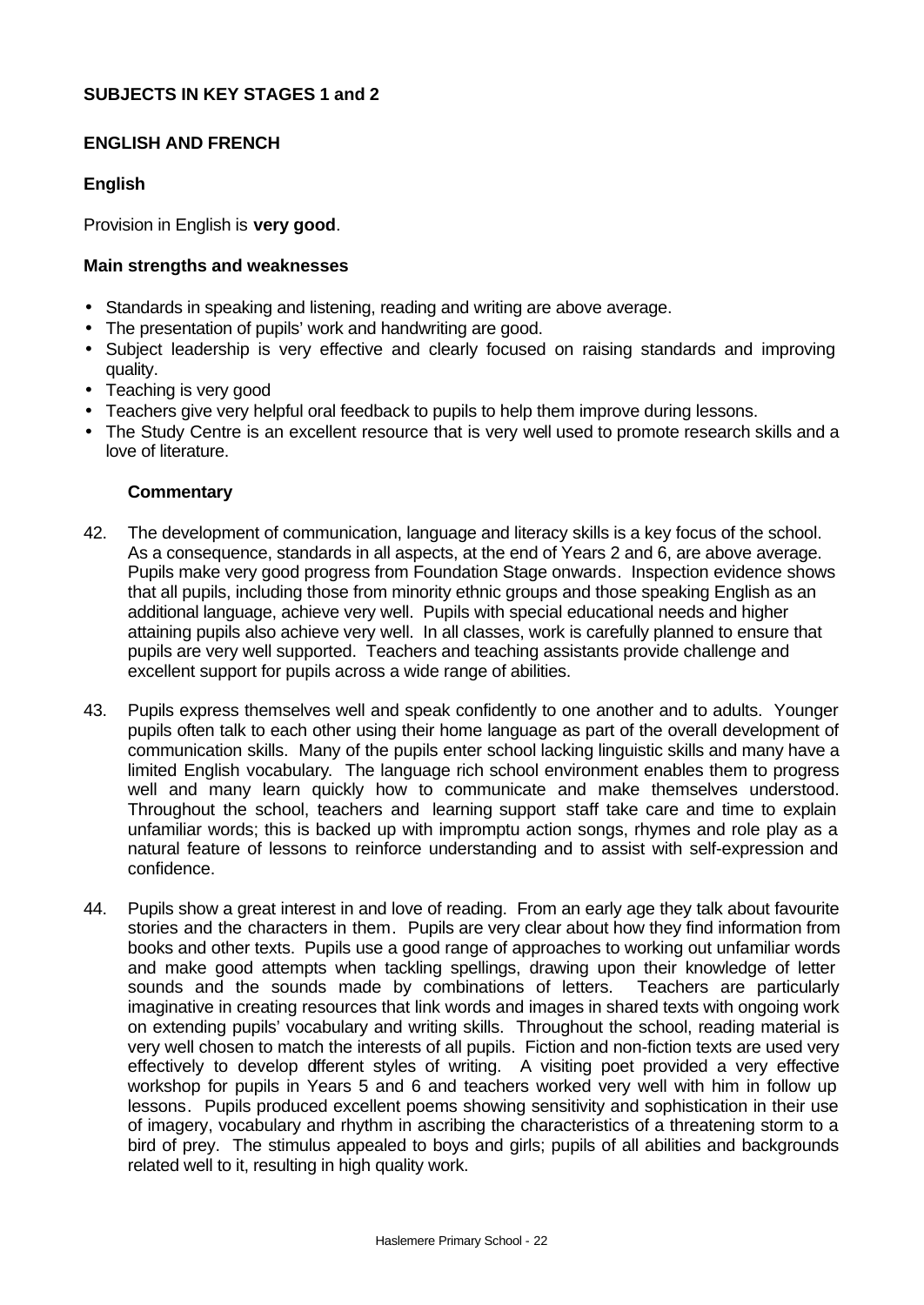**SUBJECTS IN KEY STAGES 1 and 2**

**ENGLISH AND FRENCH**

**English**

Provision in English is **very good**.

**Main strengths and weaknesses**

- Standards in speaking and listening, reading and writing are above average.
- The presentation of pupils' work and handwriting are good.
- Subject leadership is very effective and clearly focused on raising standards and improving quality.
- Teaching is very good
- Teachers give very helpful oral feedback to pupils to help them improve during lessons.
- The Study Centre is an excellent resource that is very well used to promote research skills and a love of literature.

**Commentary**

42. The development of communication, language and literacy skills is a key focus of the school. As a consequence, standards in all aspects, at the end of Years 2 and 6, are above average. Pupils make very good progress from Foundation Stage onwards. Inspection evidence shows that all pupils, including those from minority ethnic groups and those speaking English as an additional language, achieve very well. Pupils with special educational needs and higher attaining pupils also achieve very well. In all classes, work is carefully planned to ensure that pupils are very well supported. Teachers and teaching assistants provide challenge and excellent support for pupils across a wide range of abilities.

43. Pupils express themselves well and speak confidently to one another and to adults. Younger pupils often talk to each other using their home language as part of the overall development of communication skills. Many of the pupils enter school lacking linguistic skills and many have a limited English vocabulary. The language rich school environment enables them to progress well and many learn quickly how to communicate and make themselves understood. Throughout the school, teachers and learning support staff take care and time to explain unfamiliar words; this is backed up with impromptu action songs, rhymes and role play as a natural feature of lessons to reinforce understanding and to assist with self-expression and confidence.

44. Pupils show a great interest in and love of reading. From an early age they talk about favourite stories and the characters in them. Pupils are very clear about how they find information from books and other texts. Pupils use a good range of approaches to working out unfamiliar words and make good attempts when tackling spellings, drawing upon their knowledge of letter sounds and the sounds made by combinations of letters. Teachers are particularly imaginative in creating resources that link words and images in shared texts with ongoing work on extending pupils' vocabulary and writing skills. Throughout the school, reading material is very well chosen to match the interests of all pupils. Fiction and non-fiction texts are used very effectively to develop different styles of writing. A visiting poet provided a very effective workshop for pupils in Years 5 and 6 and teachers worked very well with him in follow up lessons. Pupils produced excellent poems showing sensitivity and sophistication in their use of imagery, vocabulary and rhythm in ascribing the characteristics of a threatening storm to a bird of prey. The stimulus appealed to boys and girls; pupils of all abilities and backgrounds related well to it, resulting in high quality work.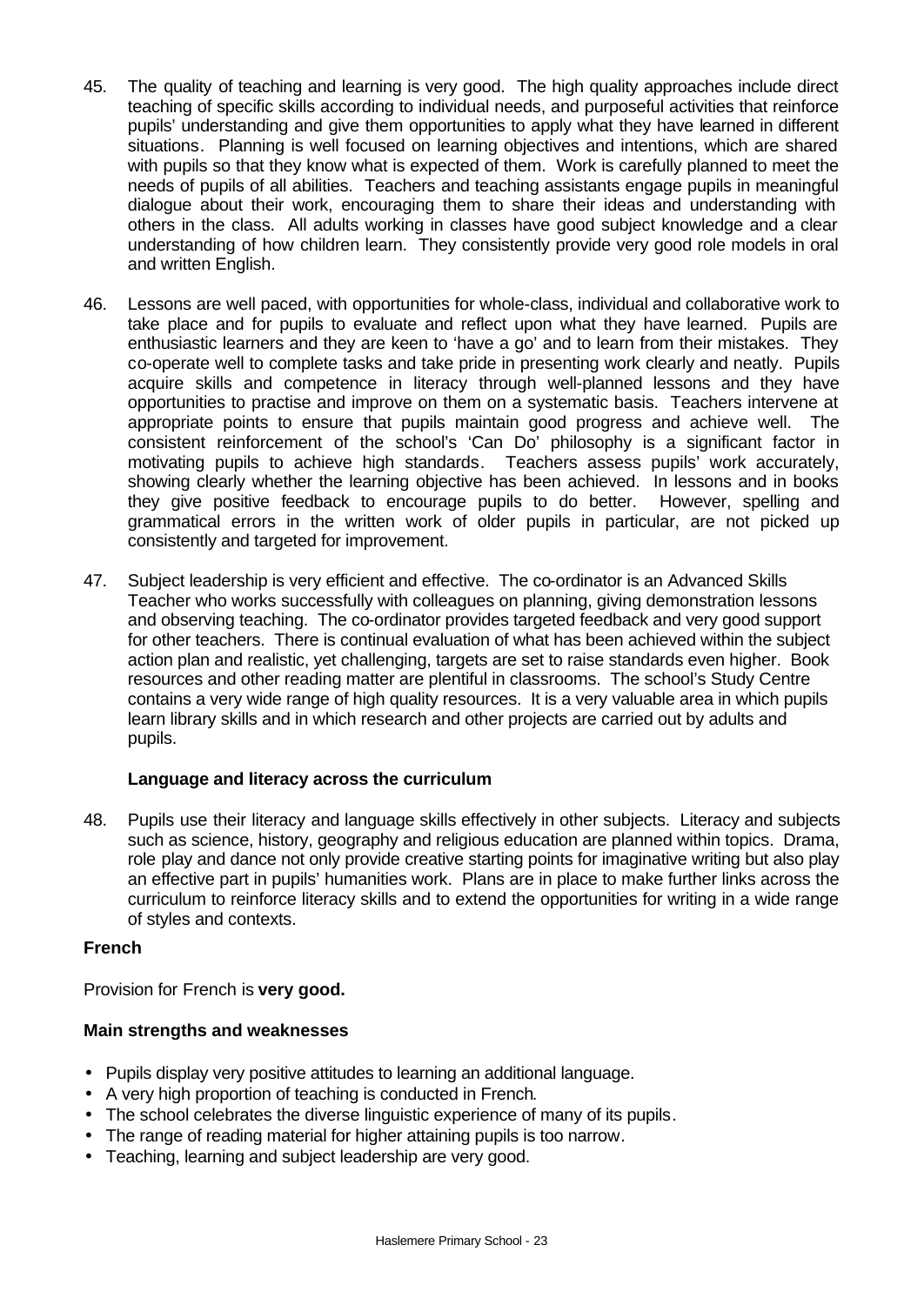45. The quality of teaching and learning is very good. The high quality approaches include direct teaching of specific skills according to individual needs, and purposeful activities that reinforce pupils' understanding and give them opportunities to apply what they have learned in different situations. Planning is well focused on learning objectives and intentions, which are shared with pupils so that they know what is expected of them. Work is carefully planned to meet the needs of pupils of all abilities. Teachers and teaching assistants engage pupils in meaningful dialogue about their work, encouraging them to share their ideas and understanding with others in the class. All adults working in classes have good subject knowledge and a clear understanding of how children learn. They consistently provide very good role models in oral and written English.

46. Lessons are well paced, with opportunities for whole-class, individual and collaborative work to take place and for pupils to evaluate and reflect upon what they have learned. Pupils are enthusiastic learners and they are keen to 'have a go' and to learn from their mistakes. They co-operate well to complete tasks and take pride in presenting work clearly and neatly. Pupils acquire skills and competence in literacy through well-planned lessons and they have opportunities to practise and improve on them on a systematic basis. Teachers intervene at appropriate points to ensure that pupils maintain good progress and achieve well. The consistent reinforcement of the school's 'Can Do' philosophy is a significant factor in motivating pupils to achieve high standards. Teachers assess pupils' work accurately, showing clearly whether the learning objective has been achieved. In lessons and in books they give positive feedback to encourage pupils to do better. However, spelling and grammatical errors in the written work of older pupils in particular, are not picked up consistently and targeted for improvement.

47. Subject leadership is very efficient and effective. The co-ordinator is an Advanced Skills Teacher who works successfully with colleagues on planning, giving demonstration lessons and observing teaching. The co-ordinator provides targeted feedback and very good support for other teachers. There is continual evaluation of what has been achieved within the subject action plan and realistic, yet challenging, targets are set to raise standards even higher. Book resources and other reading matter are plentiful in classrooms. The school's Study Centre contains a very wide range of high quality resources. It is a very valuable area in which pupils learn library skills and in which research and other projects are carried out by adults and pupils.

### Language and literacy across the curriculum

48. Pupils use their literacy and language skills effectively in other subjects. Literacy and subjects such as science, history, geography and religious education are planned within topics. Drama, role play and dance not only provide creative starting points for imaginative writing but also play an effective part in pupils' humanities work. Plans are in place to make further links across the curriculum to reinforce literacy skills and to extend the opportunities for writing in a wide range of styles and contexts.

## French

Provision for French is **very good.**

### Main strengths and weaknesses

- Pupils display very positive attitudes to learning an additional language.
- A very high proportion of teaching is conducted in French.
- The school celebrates the diverse linguistic experience of many of its pupils.
- The range of reading material for higher attaining pupils is too narrow.
- Teaching, learning and subject leadership are very good.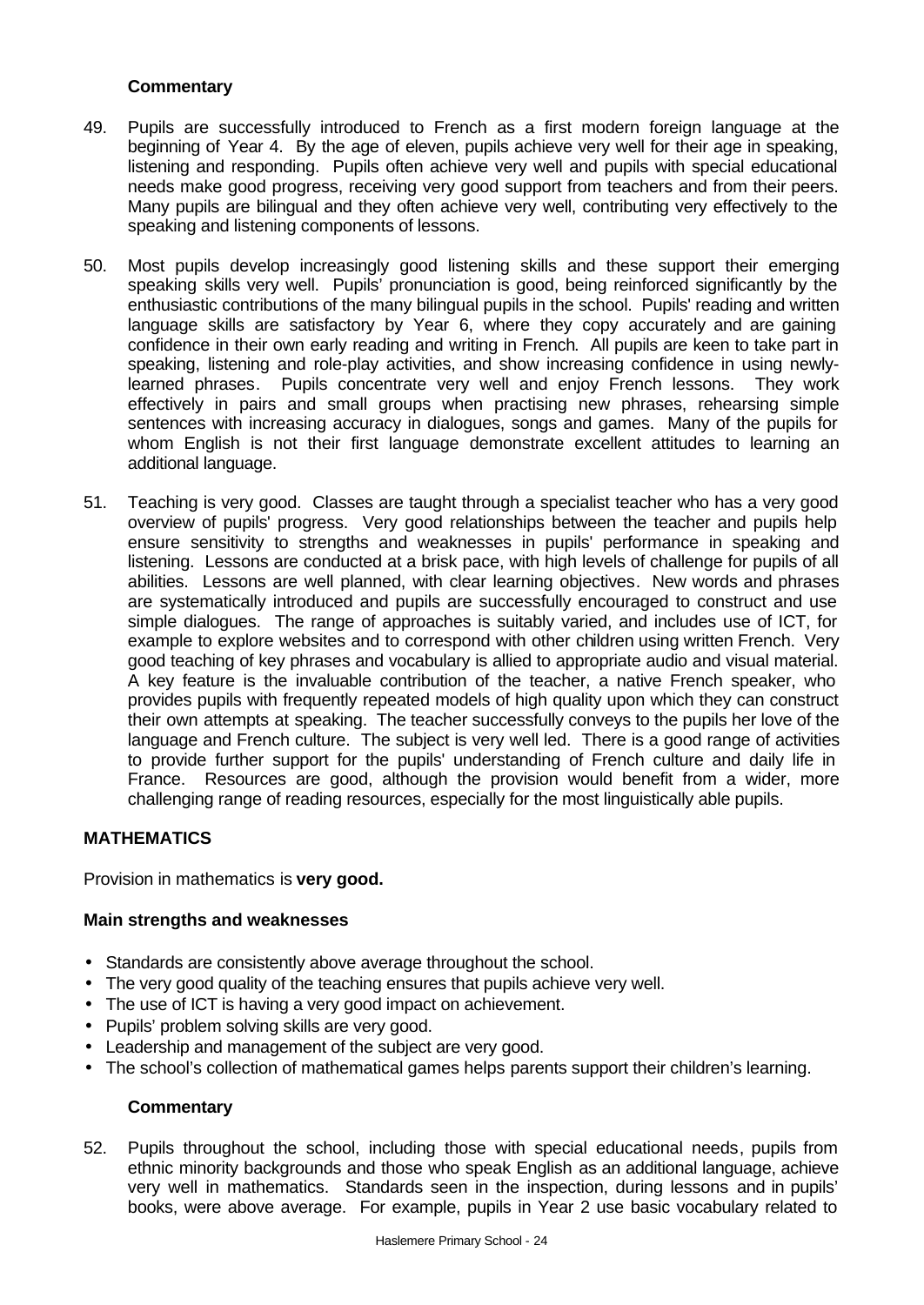**Commentary**

49. Pupils are successfully introduced to French as a first modern foreign language at the beginning of Year 4. By the age of eleven, pupils achieve very well for their age in speaking, listening and responding. Pupils often achieve very well and pupils with special educational needs make good progress, receiving very good support from teachers and from their peers. Many pupils are bilingual and they often achieve very well, contributing very effectively to the speaking and listening components of lessons.

50. Most pupils develop increasingly good listening skills and these support their emerging speaking skills very well. Pupils' pronunciation is good, being reinforced significantly by the enthusiastic contributions of the many bilingual pupils in the school. Pupils' reading and written language skills are satisfactory by Year 6, where they copy accurately and are gaining confidence in their own early reading and writing in French. All pupils are keen to take part in speaking, listening and role-play activities, and show increasing confidence in using newly-learned phrases. Pupils concentrate very well and enjoy French lessons. They work effectively in pairs and small groups when practising new phrases, rehearsing simple sentences with increasing accuracy in dialogues, songs and games. Many of the pupils for whom English is not their first language demonstrate excellent attitudes to learning an additional language.

51. Teaching is very good. Classes are taught through a specialist teacher who has a very good overview of pupils' progress. Very good relationships between the teacher and pupils help ensure sensitivity to strengths and weaknesses in pupils' performance in speaking and listening. Lessons are conducted at a brisk pace, with high levels of challenge for pupils of all abilities. Lessons are well planned, with clear learning objectives. New words and phrases are systematically introduced and pupils are successfully encouraged to construct and use simple dialogues. The range of approaches is suitably varied, and includes use of ICT, for example to explore websites and to correspond with other children using written French. Very good teaching of key phrases and vocabulary is allied to appropriate audio and visual material. A key feature is the invaluable contribution of the teacher, a native French speaker, who provides pupils with frequently repeated models of high quality upon which they can construct their own attempts at speaking. The teacher successfully conveys to the pupils her love of the language and French culture. The subject is very well led. There is a good range of activities to provide further support for the pupils' understanding of French culture and daily life in France. Resources are good, although the provision would benefit from a wider, more challenging range of reading resources, especially for the most linguistically able pupils.

## MATHEMATICS

Provision in mathematics is **very good.**

**Main strengths and weaknesses**

- Standards are consistently above average throughout the school.
- The very good quality of the teaching ensures that pupils achieve very well.
- The use of ICT is having a very good impact on achievement.
- Pupils' problem solving skills are very good.
- Leadership and management of the subject are very good.
- The school's collection of mathematical games helps parents support their children's learning.

**Commentary**

52. Pupils throughout the school, including those with special educational needs, pupils from ethnic minority backgrounds and those who speak English as an additional language, achieve very well in mathematics. Standards seen in the inspection, during lessons and in pupils' books, were above average. For example, pupils in Year 2 use basic vocabulary related to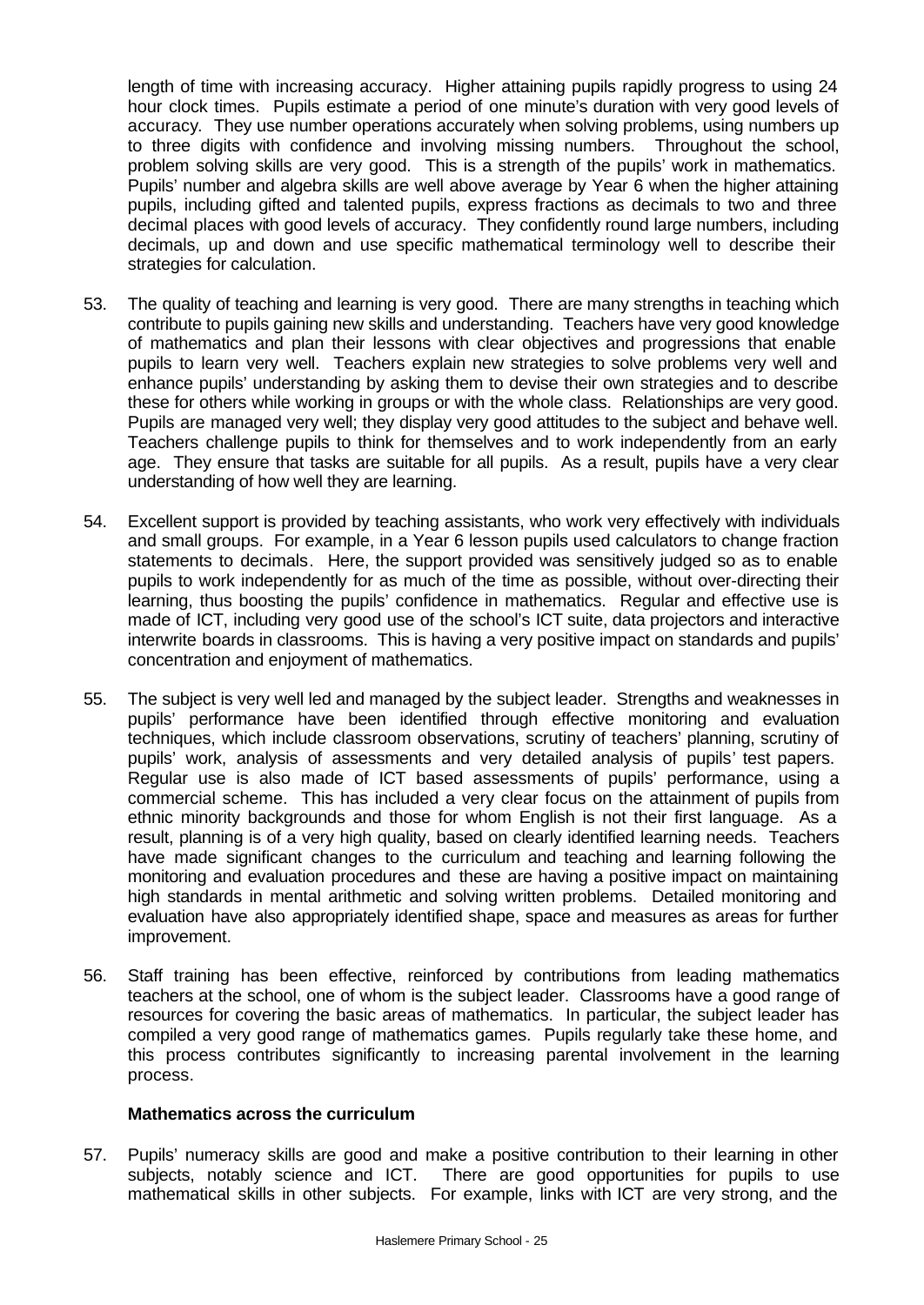length of time with increasing accuracy. Higher attaining pupils rapidly progress to using 24 hour clock times. Pupils estimate a period of one minute's duration with very good levels of accuracy. They use number operations accurately when solving problems, using numbers up to three digits with confidence and involving missing numbers. Throughout the school, problem solving skills are very good. This is a strength of the pupils' work in mathematics. Pupils' number and algebra skills are well above average by Year 6 when the higher attaining pupils, including gifted and talented pupils, express fractions as decimals to two and three decimal places with good levels of accuracy. They confidently round large numbers, including decimals, up and down and use specific mathematical terminology well to describe their strategies for calculation.

53. The quality of teaching and learning is very good. There are many strengths in teaching which contribute to pupils gaining new skills and understanding. Teachers have very good knowledge of mathematics and plan their lessons with clear objectives and progressions that enable pupils to learn very well. Teachers explain new strategies to solve problems very well and enhance pupils' understanding by asking them to devise their own strategies and to describe these for others while working in groups or with the whole class. Relationships are very good. Pupils are managed very well; they display very good attitudes to the subject and behave well. Teachers challenge pupils to think for themselves and to work independently from an early age. They ensure that tasks are suitable for all pupils. As a result, pupils have a very clear understanding of how well they are learning.

54. Excellent support is provided by teaching assistants, who work very effectively with individuals and small groups. For example, in a Year 6 lesson pupils used calculators to change fraction statements to decimals. Here, the support provided was sensitively judged so as to enable pupils to work independently for as much of the time as possible, without over-directing their learning, thus boosting the pupils' confidence in mathematics. Regular and effective use is made of ICT, including very good use of the school's ICT suite, data projectors and interactive interwrite boards in classrooms. This is having a very positive impact on standards and pupils' concentration and enjoyment of mathematics.

55. The subject is very well led and managed by the subject leader. Strengths and weaknesses in pupils' performance have been identified through effective monitoring and evaluation techniques, which include classroom observations, scrutiny of teachers' planning, scrutiny of pupils' work, analysis of assessments and very detailed analysis of pupils' test papers. Regular use is also made of ICT based assessments of pupils' performance, using a commercial scheme. This has included a very clear focus on the attainment of pupils from ethnic minority backgrounds and those for whom English is not their first language. As a result, planning is of a very high quality, based on clearly identified learning needs. Teachers have made significant changes to the curriculum and teaching and learning following the monitoring and evaluation procedures and these are having a positive impact on maintaining high standards in mental arithmetic and solving written problems. Detailed monitoring and evaluation have also appropriately identified shape, space and measures as areas for further improvement.

56. Staff training has been effective, reinforced by contributions from leading mathematics teachers at the school, one of whom is the subject leader. Classrooms have a good range of resources for covering the basic areas of mathematics. In particular, the subject leader has compiled a very good range of mathematics games. Pupils regularly take these home, and this process contributes significantly to increasing parental involvement in the learning process.

### Mathematics across the curriculum

57. Pupils' numeracy skills are good and make a positive contribution to their learning in other subjects, notably science and ICT. There are good opportunities for pupils to use mathematical skills in other subjects. For example, links with ICT are very strong, and the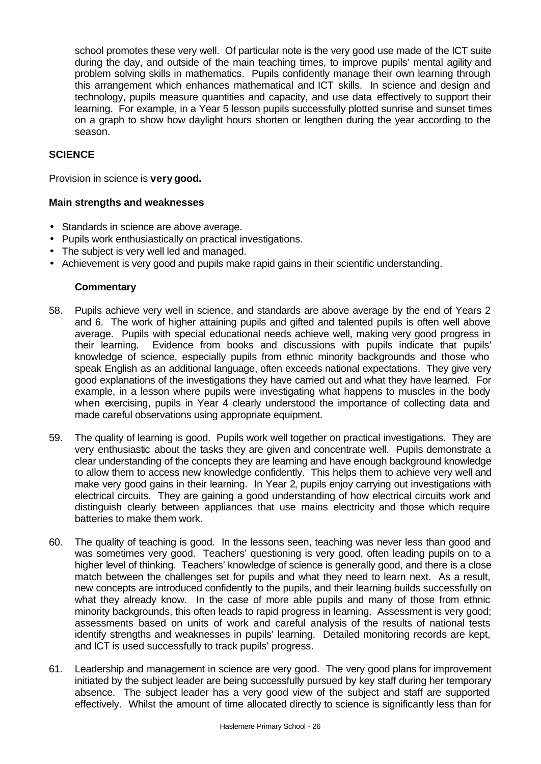school promotes these very well. Of particular note is the very good use made of the ICT suite during the day, and outside of the main teaching times, to improve pupils' mental agility and problem solving skills in mathematics. Pupils confidently manage their own learning through this arrangement which enhances mathematical and ICT skills. In science and design and technology, pupils measure quantities and capacity, and use data effectively to support their learning. For example, in a Year 5 lesson pupils successfully plotted sunrise and sunset times on a graph to show how daylight hours shorten or lengthen during the year according to the season.

## SCIENCE

Provision in science is **very good.**

### Main strengths and weaknesses

- Standards in science are above average.
- Pupils work enthusiastically on practical investigations.
- The subject is very well led and managed.
- Achievement is very good and pupils make rapid gains in their scientific understanding.

### Commentary

58. Pupils achieve very well in science, and standards are above average by the end of Years 2 and 6. The work of higher attaining pupils and gifted and talented pupils is often well above average. Pupils with special educational needs achieve well, making very good progress in their learning. Evidence from books and discussions with pupils indicate that pupils' knowledge of science, especially pupils from ethnic minority backgrounds and those who speak English as an additional language, often exceeds national expectations. They give very good explanations of the investigations they have carried out and what they have learned. For example, in a lesson where pupils were investigating what happens to muscles in the body when exercising, pupils in Year 4 clearly understood the importance of collecting data and made careful observations using appropriate equipment.

59. The quality of learning is good. Pupils work well together on practical investigations. They are very enthusiastic about the tasks they are given and concentrate well. Pupils demonstrate a clear understanding of the concepts they are learning and have enough background knowledge to allow them to access new knowledge confidently. This helps them to achieve very well and make very good gains in their learning. In Year 2, pupils enjoy carrying out investigations with electrical circuits. They are gaining a good understanding of how electrical circuits work and distinguish clearly between appliances that use mains electricity and those which require batteries to make them work.

60. The quality of teaching is good. In the lessons seen, teaching was never less than good and was sometimes very good. Teachers' questioning is very good, often leading pupils on to a higher level of thinking. Teachers' knowledge of science is generally good, and there is a close match between the challenges set for pupils and what they need to learn next. As a result, new concepts are introduced confidently to the pupils, and their learning builds successfully on what they already know. In the case of more able pupils and many of those from ethnic minority backgrounds, this often leads to rapid progress in learning. Assessment is very good; assessments based on units of work and careful analysis of the results of national tests identify strengths and weaknesses in pupils' learning. Detailed monitoring records are kept, and ICT is used successfully to track pupils' progress.

61. Leadership and management in science are very good. The very good plans for improvement initiated by the subject leader are being successfully pursued by key staff during her temporary absence. The subject leader has a very good view of the subject and staff are supported effectively. Whilst the amount of time allocated directly to science is significantly less than for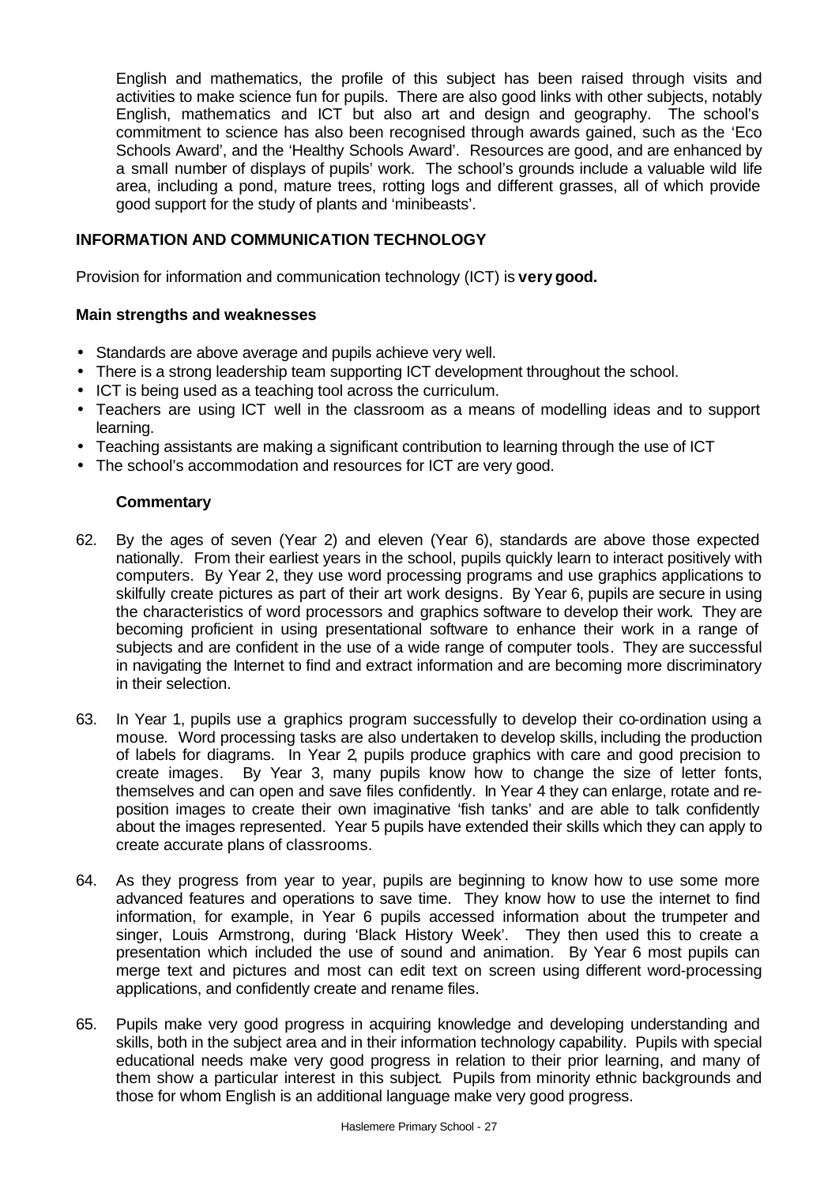English and mathematics, the profile of this subject has been raised through visits and activities to make science fun for pupils. There are also good links with other subjects, notably English, mathematics and ICT but also art and design and geography. The school's commitment to science has also been recognised through awards gained, such as the 'Eco Schools Award', and the 'Healthy Schools Award'. Resources are good, and are enhanced by a small number of displays of pupils' work. The school's grounds include a valuable wild life area, including a pond, mature trees, rotting logs and different grasses, all of which provide good support for the study of plants and 'minibeasts'.

## INFORMATION AND COMMUNICATION TECHNOLOGY

Provision for information and communication technology (ICT) is **very good.**

### Main strengths and weaknesses

- Standards are above average and pupils achieve very well.
- There is a strong leadership team supporting ICT development throughout the school.
- ICT is being used as a teaching tool across the curriculum.
- Teachers are using ICT well in the classroom as a means of modelling ideas and to support learning.
- Teaching assistants are making a significant contribution to learning through the use of ICT
- The school's accommodation and resources for ICT are very good.

### Commentary

62. By the ages of seven (Year 2) and eleven (Year 6), standards are above those expected nationally. From their earliest years in the school, pupils quickly learn to interact positively with computers. By Year 2, they use word processing programs and use graphics applications to skilfully create pictures as part of their art work designs. By Year 6, pupils are secure in using the characteristics of word processors and graphics software to develop their work. They are becoming proficient in using presentational software to enhance their work in a range of subjects and are confident in the use of a wide range of computer tools. They are successful in navigating the Internet to find and extract information and are becoming more discriminatory in their selection.

63. In Year 1, pupils use a graphics program successfully to develop their co-ordination using a mouse. Word processing tasks are also undertaken to develop skills, including the production of labels for diagrams. In Year 2, pupils produce graphics with care and good precision to create images. By Year 3, many pupils know how to change the size of letter fonts, themselves and can open and save files confidently. In Year 4 they can enlarge, rotate and re-position images to create their own imaginative 'fish tanks' and are able to talk confidently about the images represented. Year 5 pupils have extended their skills which they can apply to create accurate plans of classrooms.

64. As they progress from year to year, pupils are beginning to know how to use some more advanced features and operations to save time. They know how to use the internet to find information, for example, in Year 6 pupils accessed information about the trumpeter and singer, Louis Armstrong, during 'Black History Week'. They then used this to create a presentation which included the use of sound and animation. By Year 6 most pupils can merge text and pictures and most can edit text on screen using different word-processing applications, and confidently create and rename files.

65. Pupils make very good progress in acquiring knowledge and developing understanding and skills, both in the subject area and in their information technology capability. Pupils with special educational needs make very good progress in relation to their prior learning, and many of them show a particular interest in this subject. Pupils from minority ethnic backgrounds and those for whom English is an additional language make very good progress.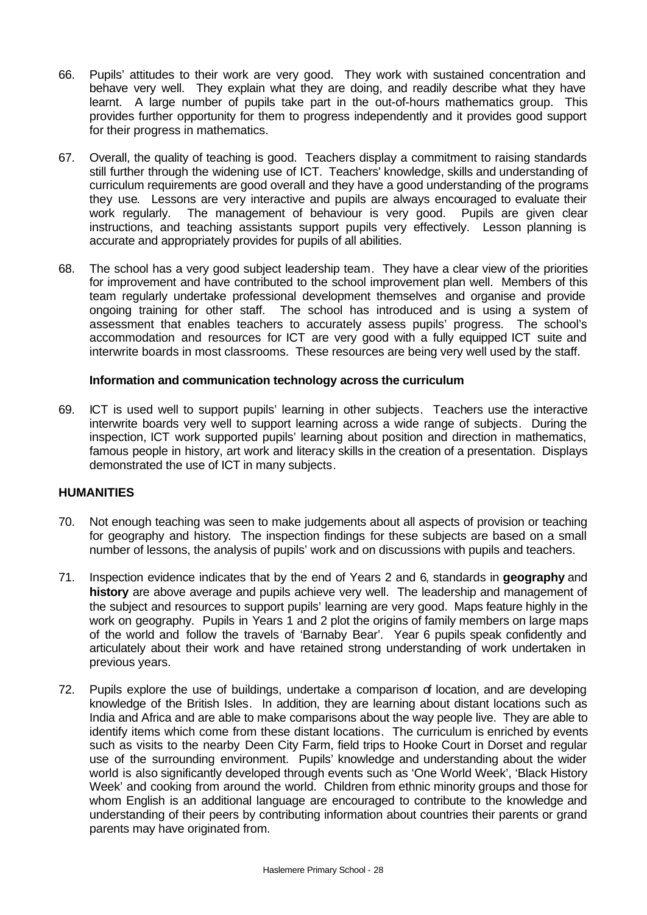66. Pupils' attitudes to their work are very good. They work with sustained concentration and behave very well. They explain what they are doing, and readily describe what they have learnt. A large number of pupils take part in the out-of-hours mathematics group. This provides further opportunity for them to progress independently and it provides good support for their progress in mathematics.

67. Overall, the quality of teaching is good. Teachers display a commitment to raising standards still further through the widening use of ICT. Teachers' knowledge, skills and understanding of curriculum requirements are good overall and they have a good understanding of the programs they use. Lessons are very interactive and pupils are always encouraged to evaluate their work regularly. The management of behaviour is very good. Pupils are given clear instructions, and teaching assistants support pupils very effectively. Lesson planning is accurate and appropriately provides for pupils of all abilities.

68. The school has a very good subject leadership team. They have a clear view of the priorities for improvement and have contributed to the school improvement plan well. Members of this team regularly undertake professional development themselves and organise and provide ongoing training for other staff. The school has introduced and is using a system of assessment that enables teachers to accurately assess pupils' progress. The school's accommodation and resources for ICT are very good with a fully equipped ICT suite and interwrite boards in most classrooms. These resources are being very well used by the staff.

### Information and communication technology across the curriculum

69. ICT is used well to support pupils' learning in other subjects. Teachers use the interactive interwrite boards very well to support learning across a wide range of subjects. During the inspection, ICT work supported pupils' learning about position and direction in mathematics, famous people in history, art work and literacy skills in the creation of a presentation. Displays demonstrated the use of ICT in many subjects.

## HUMANITIES

70. Not enough teaching was seen to make judgements about all aspects of provision or teaching for geography and history. The inspection findings for these subjects are based on a small number of lessons, the analysis of pupils' work and on discussions with pupils and teachers.

71. Inspection evidence indicates that by the end of Years 2 and 6, standards in **geography** and **history** are above average and pupils achieve very well. The leadership and management of the subject and resources to support pupils' learning are very good. Maps feature highly in the work on geography. Pupils in Years 1 and 2 plot the origins of family members on large maps of the world and follow the travels of 'Barnaby Bear'. Year 6 pupils speak confidently and articulately about their work and have retained strong understanding of work undertaken in previous years.

72. Pupils explore the use of buildings, undertake a comparison of location, and are developing knowledge of the British Isles. In addition, they are learning about distant locations such as India and Africa and are able to make comparisons about the way people live. They are able to identify items which come from these distant locations. The curriculum is enriched by events such as visits to the nearby Deen City Farm, field trips to Hooke Court in Dorset and regular use of the surrounding environment. Pupils' knowledge and understanding about the wider world is also significantly developed through events such as 'One World Week', 'Black History Week' and cooking from around the world. Children from ethnic minority groups and those for whom English is an additional language are encouraged to contribute to the knowledge and understanding of their peers by contributing information about countries their parents or grand parents may have originated from.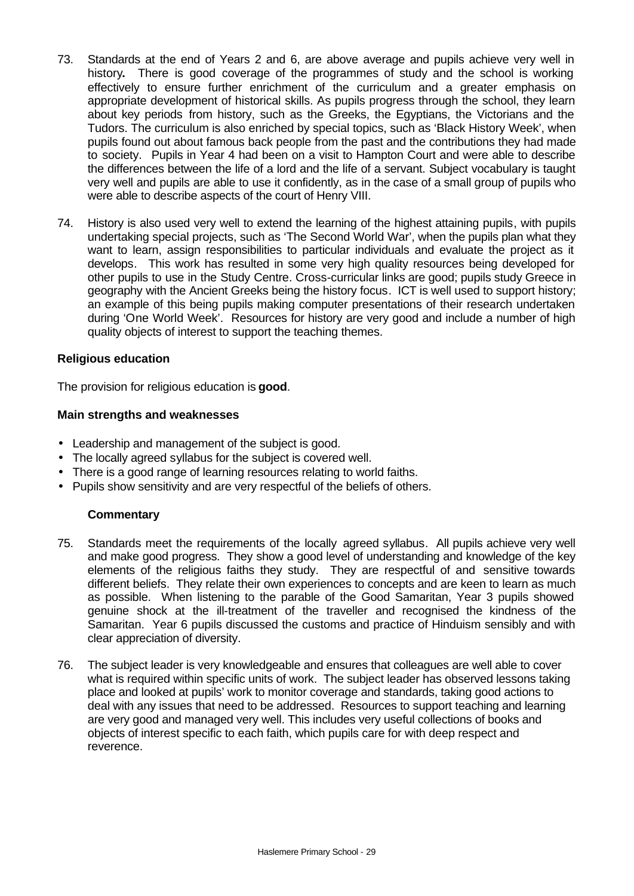73. Standards at the end of Years 2 and 6, are above average and pupils achieve very well in history**.** There is good coverage of the programmes of study and the school is working effectively to ensure further enrichment of the curriculum and a greater emphasis on appropriate development of historical skills. As pupils progress through the school, they learn about key periods from history, such as the Greeks, the Egyptians, the Victorians and the Tudors. The curriculum is also enriched by special topics, such as 'Black History Week', when pupils found out about famous back people from the past and the contributions they had made to society. Pupils in Year 4 had been on a visit to Hampton Court and were able to describe the differences between the life of a lord and the life of a servant. Subject vocabulary is taught very well and pupils are able to use it confidently, as in the case of a small group of pupils who were able to describe aspects of the court of Henry VIII.

74. History is also used very well to extend the learning of the highest attaining pupils, with pupils undertaking special projects, such as 'The Second World War', when the pupils plan what they want to learn, assign responsibilities to particular individuals and evaluate the project as it develops. This work has resulted in some very high quality resources being developed for other pupils to use in the Study Centre. Cross-curricular links are good; pupils study Greece in geography with the Ancient Greeks being the history focus. ICT is well used to support history; an example of this being pupils making computer presentations of their research undertaken during 'One World Week'. Resources for history are very good and include a number of high quality objects of interest to support the teaching themes.

### Religious education

The provision for religious education is **good**.

#### Main strengths and weaknesses

- Leadership and management of the subject is good.
- The locally agreed syllabus for the subject is covered well.
- There is a good range of learning resources relating to world faiths.
- Pupils show sensitivity and are very respectful of the beliefs of others.

#### Commentary

75. Standards meet the requirements of the locally agreed syllabus. All pupils achieve very well and make good progress. They show a good level of understanding and knowledge of the key elements of the religious faiths they study. They are respectful of and sensitive towards different beliefs. They relate their own experiences to concepts and are keen to learn as much as possible. When listening to the parable of the Good Samaritan, Year 3 pupils showed genuine shock at the ill-treatment of the traveller and recognised the kindness of the Samaritan. Year 6 pupils discussed the customs and practice of Hinduism sensibly and with clear appreciation of diversity.

76. The subject leader is very knowledgeable and ensures that colleagues are well able to cover what is required within specific units of work. The subject leader has observed lessons taking place and looked at pupils' work to monitor coverage and standards, taking good actions to deal with any issues that need to be addressed. Resources to support teaching and learning are very good and managed very well. This includes very useful collections of books and objects of interest specific to each faith, which pupils care for with deep respect and reverence.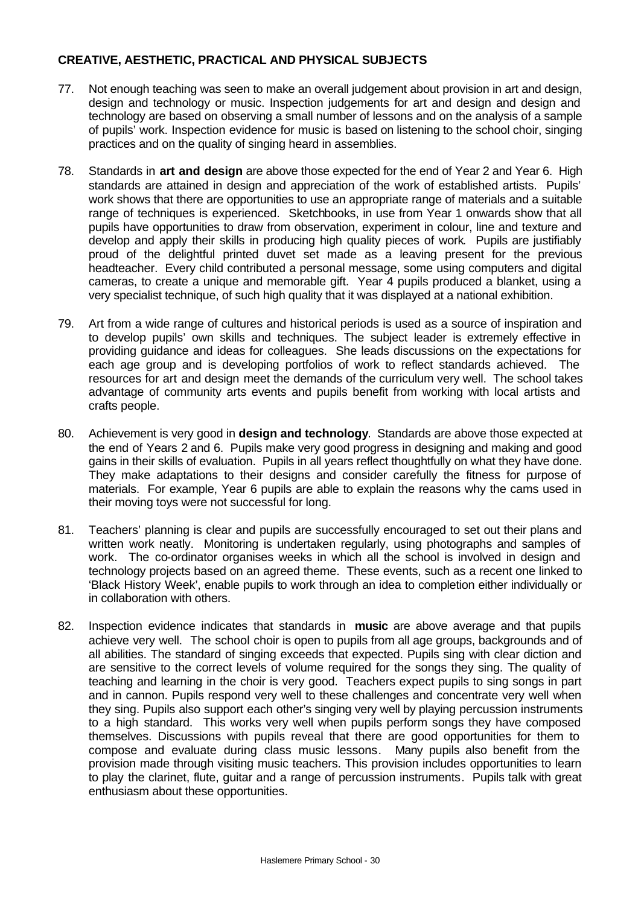## CREATIVE, AESTHETIC, PRACTICAL AND PHYSICAL SUBJECTS

77. Not enough teaching was seen to make an overall judgement about provision in art and design, design and technology or music. Inspection judgements for art and design and design and technology are based on observing a small number of lessons and on the analysis of a sample of pupils' work. Inspection evidence for music is based on listening to the school choir, singing practices and on the quality of singing heard in assemblies.

78. Standards in **art and design** are above those expected for the end of Year 2 and Year 6. High standards are attained in design and appreciation of the work of established artists. Pupils' work shows that there are opportunities to use an appropriate range of materials and a suitable range of techniques is experienced. Sketchbooks, in use from Year 1 onwards show that all pupils have opportunities to draw from observation, experiment in colour, line and texture and develop and apply their skills in producing high quality pieces of work. Pupils are justifiably proud of the delightful printed duvet set made as a leaving present for the previous headteacher. Every child contributed a personal message, some using computers and digital cameras, to create a unique and memorable gift. Year 4 pupils produced a blanket, using a very specialist technique, of such high quality that it was displayed at a national exhibition.

79. Art from a wide range of cultures and historical periods is used as a source of inspiration and to develop pupils' own skills and techniques. The subject leader is extremely effective in providing guidance and ideas for colleagues. She leads discussions on the expectations for each age group and is developing portfolios of work to reflect standards achieved. The resources for art and design meet the demands of the curriculum very well. The school takes advantage of community arts events and pupils benefit from working with local artists and crafts people.

80. Achievement is very good in **design and technology**. Standards are above those expected at the end of Years 2 and 6. Pupils make very good progress in designing and making and good gains in their skills of evaluation. Pupils in all years reflect thoughtfully on what they have done. They make adaptations to their designs and consider carefully the fitness for purpose of materials. For example, Year 6 pupils are able to explain the reasons why the cams used in their moving toys were not successful for long.

81. Teachers' planning is clear and pupils are successfully encouraged to set out their plans and written work neatly. Monitoring is undertaken regularly, using photographs and samples of work. The co-ordinator organises weeks in which all the school is involved in design and technology projects based on an agreed theme. These events, such as a recent one linked to 'Black History Week', enable pupils to work through an idea to completion either individually or in collaboration with others.

82. Inspection evidence indicates that standards in **music** are above average and that pupils achieve very well. The school choir is open to pupils from all age groups, backgrounds and of all abilities. The standard of singing exceeds that expected. Pupils sing with clear diction and are sensitive to the correct levels of volume required for the songs they sing. The quality of teaching and learning in the choir is very good. Teachers expect pupils to sing songs in part and in cannon. Pupils respond very well to these challenges and concentrate very well when they sing. Pupils also support each other's singing very well by playing percussion instruments to a high standard. This works very well when pupils perform songs they have composed themselves. Discussions with pupils reveal that there are good opportunities for them to compose and evaluate during class music lessons. Many pupils also benefit from the provision made through visiting music teachers. This provision includes opportunities to learn to play the clarinet, flute, guitar and a range of percussion instruments. Pupils talk with great enthusiasm about these opportunities.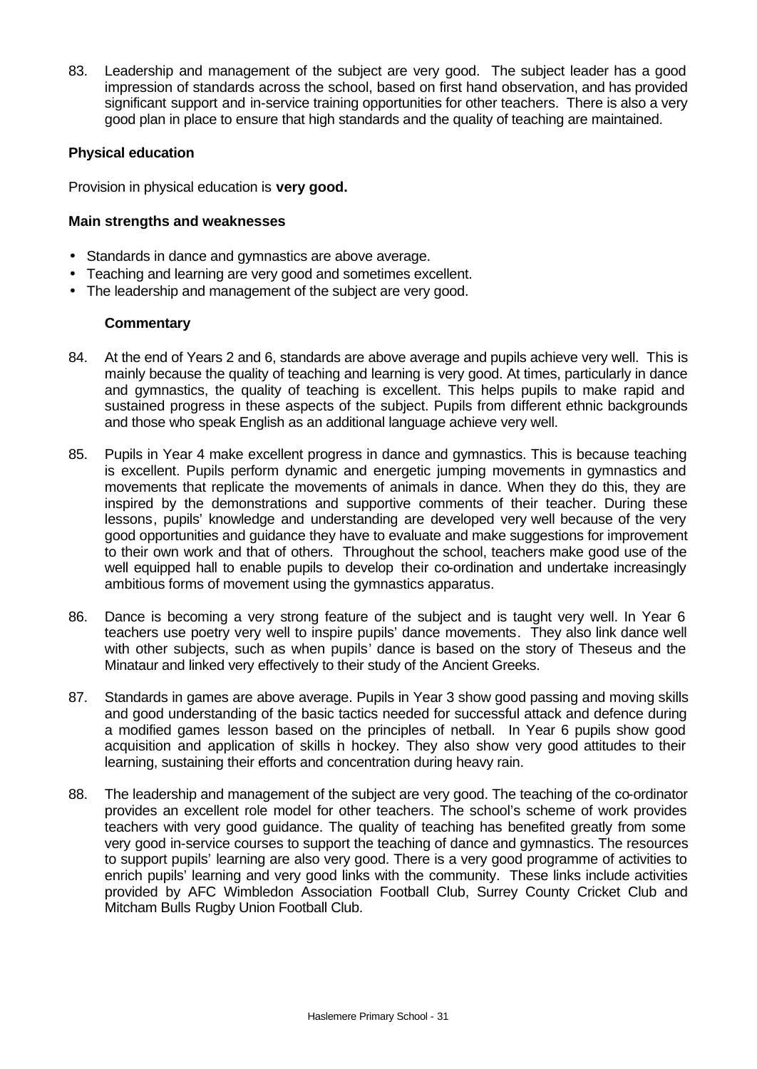83. Leadership and management of the subject are very good. The subject leader has a good impression of standards across the school, based on first hand observation, and has provided significant support and in-service training opportunities for other teachers. There is also a very good plan in place to ensure that high standards and the quality of teaching are maintained.

**Physical education**

Provision in physical education is **very good.**

**Main strengths and weaknesses**

- Standards in dance and gymnastics are above average.
- Teaching and learning are very good and sometimes excellent.
- The leadership and management of the subject are very good.

**Commentary**

84. At the end of Years 2 and 6, standards are above average and pupils achieve very well. This is mainly because the quality of teaching and learning is very good. At times, particularly in dance and gymnastics, the quality of teaching is excellent. This helps pupils to make rapid and sustained progress in these aspects of the subject. Pupils from different ethnic backgrounds and those who speak English as an additional language achieve very well.

85. Pupils in Year 4 make excellent progress in dance and gymnastics. This is because teaching is excellent. Pupils perform dynamic and energetic jumping movements in gymnastics and movements that replicate the movements of animals in dance. When they do this, they are inspired by the demonstrations and supportive comments of their teacher. During these lessons, pupils' knowledge and understanding are developed very well because of the very good opportunities and guidance they have to evaluate and make suggestions for improvement to their own work and that of others. Throughout the school, teachers make good use of the well equipped hall to enable pupils to develop their co-ordination and undertake increasingly ambitious forms of movement using the gymnastics apparatus.

86. Dance is becoming a very strong feature of the subject and is taught very well. In Year 6 teachers use poetry very well to inspire pupils' dance movements. They also link dance well with other subjects, such as when pupils' dance is based on the story of Theseus and the Minataur and linked very effectively to their study of the Ancient Greeks.

87. Standards in games are above average. Pupils in Year 3 show good passing and moving skills and good understanding of the basic tactics needed for successful attack and defence during a modified games lesson based on the principles of netball. In Year 6 pupils show good acquisition and application of skills in hockey. They also show very good attitudes to their learning, sustaining their efforts and concentration during heavy rain.

88. The leadership and management of the subject are very good. The teaching of the co-ordinator provides an excellent role model for other teachers. The school's scheme of work provides teachers with very good guidance. The quality of teaching has benefited greatly from some very good in-service courses to support the teaching of dance and gymnastics. The resources to support pupils' learning are also very good. There is a very good programme of activities to enrich pupils' learning and very good links with the community. These links include activities provided by AFC Wimbledon Association Football Club, Surrey County Cricket Club and Mitcham Bulls Rugby Union Football Club.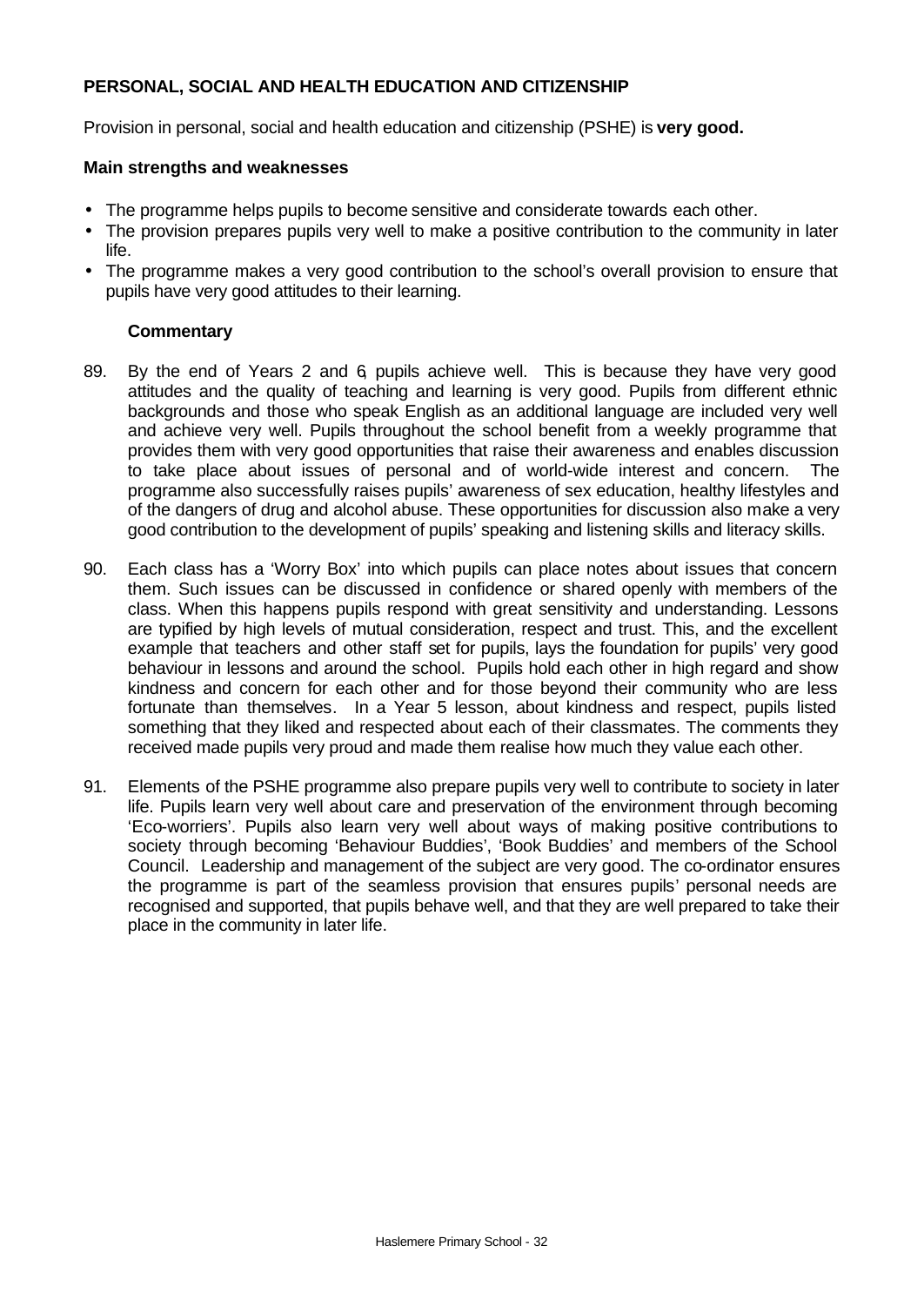## PERSONAL, SOCIAL AND HEALTH EDUCATION AND CITIZENSHIP

Provision in personal, social and health education and citizenship (PSHE) is **very good.**

### Main strengths and weaknesses

- The programme helps pupils to become sensitive and considerate towards each other.
- The provision prepares pupils very well to make a positive contribution to the community in later life.
- The programme makes a very good contribution to the school's overall provision to ensure that pupils have very good attitudes to their learning.

### Commentary

89. By the end of Years 2 and 6, pupils achieve well. This is because they have very good attitudes and the quality of teaching and learning is very good. Pupils from different ethnic backgrounds and those who speak English as an additional language are included very well and achieve very well. Pupils throughout the school benefit from a weekly programme that provides them with very good opportunities that raise their awareness and enables discussion to take place about issues of personal and of world-wide interest and concern. The programme also successfully raises pupils' awareness of sex education, healthy lifestyles and of the dangers of drug and alcohol abuse. These opportunities for discussion also make a very good contribution to the development of pupils' speaking and listening skills and literacy skills.

90. Each class has a 'Worry Box' into which pupils can place notes about issues that concern them. Such issues can be discussed in confidence or shared openly with members of the class. When this happens pupils respond with great sensitivity and understanding. Lessons are typified by high levels of mutual consideration, respect and trust. This, and the excellent example that teachers and other staff set for pupils, lays the foundation for pupils' very good behaviour in lessons and around the school. Pupils hold each other in high regard and show kindness and concern for each other and for those beyond their community who are less fortunate than themselves. In a Year 5 lesson, about kindness and respect, pupils listed something that they liked and respected about each of their classmates. The comments they received made pupils very proud and made them realise how much they value each other.

91. Elements of the PSHE programme also prepare pupils very well to contribute to society in later life. Pupils learn very well about care and preservation of the environment through becoming 'Eco-worriers'. Pupils also learn very well about ways of making positive contributions to society through becoming 'Behaviour Buddies', 'Book Buddies' and members of the School Council. Leadership and management of the subject are very good. The co-ordinator ensures the programme is part of the seamless provision that ensures pupils' personal needs are recognised and supported, that pupils behave well, and that they are well prepared to take their place in the community in later life.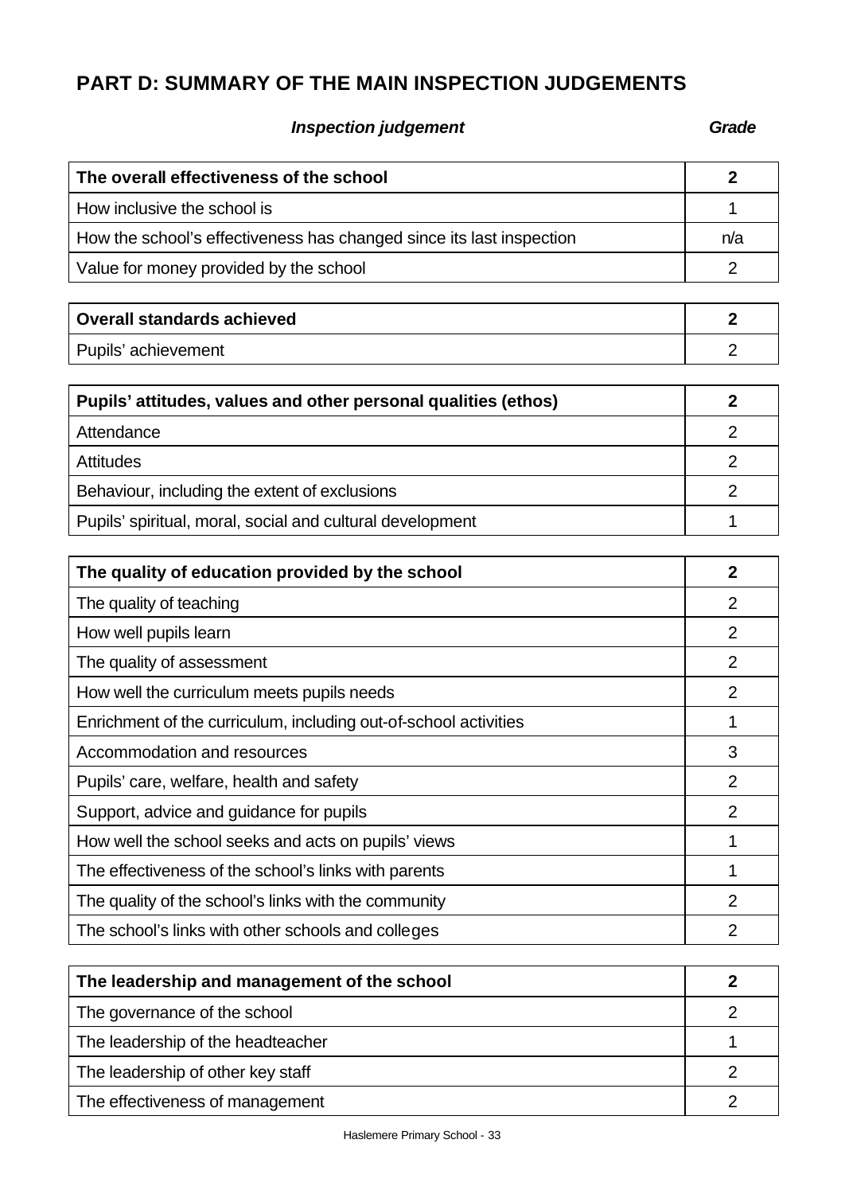## PART D: SUMMARY OF THE MAIN INSPECTION JUDGEMENTS

| *Inspection judgement* | *Grade* |
|---|---|
| **The overall effectiveness of the school** | **2** |
| How inclusive the school is | 1 |
| How the school's effectiveness has changed since its last inspection | n/a |
| Value for money provided by the school | 2 |

| | |
|---|---|
| **Overall standards achieved** | **2** |
| Pupils' achievement | 2 |

| | |
|---|---|
| **Pupils' attitudes, values and other personal qualities (ethos)** | **2** |
| Attendance | 2 |
| Attitudes | 2 |
| Behaviour, including the extent of exclusions | 2 |
| Pupils' spiritual, moral, social and cultural development | 1 |

| | |
|---|---|
| **The quality of education provided by the school** | **2** |
| The quality of teaching | 2 |
| How well pupils learn | 2 |
| The quality of assessment | 2 |
| How well the curriculum meets pupils needs | 2 |
| Enrichment of the curriculum, including out-of-school activities | 1 |
| Accommodation and resources | 3 |
| Pupils' care, welfare, health and safety | 2 |
| Support, advice and guidance for pupils | 2 |
| How well the school seeks and acts on pupils' views | 1 |
| The effectiveness of the school's links with parents | 1 |
| The quality of the school's links with the community | 2 |
| The school's links with other schools and colleges | 2 |

| | |
|---|---|
| **The leadership and management of the school** | **2** |
| The governance of the school | 2 |
| The leadership of the headteacher | 1 |
| The leadership of other key staff | 2 |
| The effectiveness of management | 2 |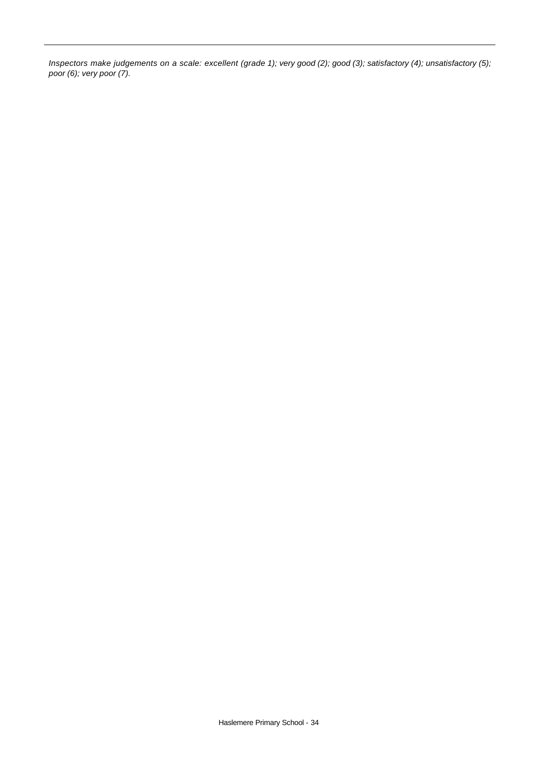*Inspectors make judgements on a scale: excellent (grade 1); very good (2); good (3); satisfactory (4); unsatisfactory (5); poor (6); very poor (7).*